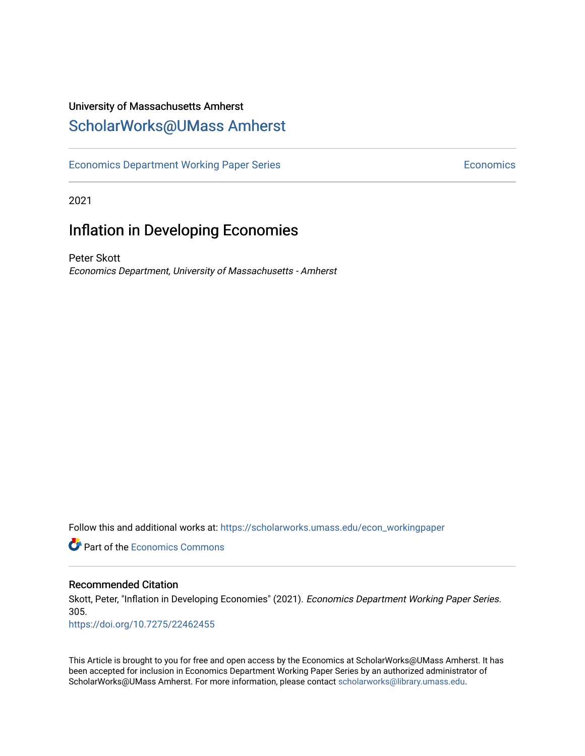University of Massachusetts Amherst

# ScholarWorks@UMass Amherst

Economics Department Working Paper Series | Economics

2021

## Inflation in Developing Economies

Peter Skott

*Economics Department, University of Massachusetts - Amherst*

Follow this and additional works at: https://scholarworks.umass.edu/econ_workingpaper

Part of the Economics Commons

### Recommended Citation

Skott, Peter, "Inflation in Developing Economies" (2021). *Economics Department Working Paper Series*. 305.

https://doi.org/10.7275/22462455

This Article is brought to you for free and open access by the Economics at ScholarWorks@UMass Amherst. It has been accepted for inclusion in Economics Department Working Paper Series by an authorized administrator of ScholarWorks@UMass Amherst. For more information, please contact scholarworks@library.umass.edu.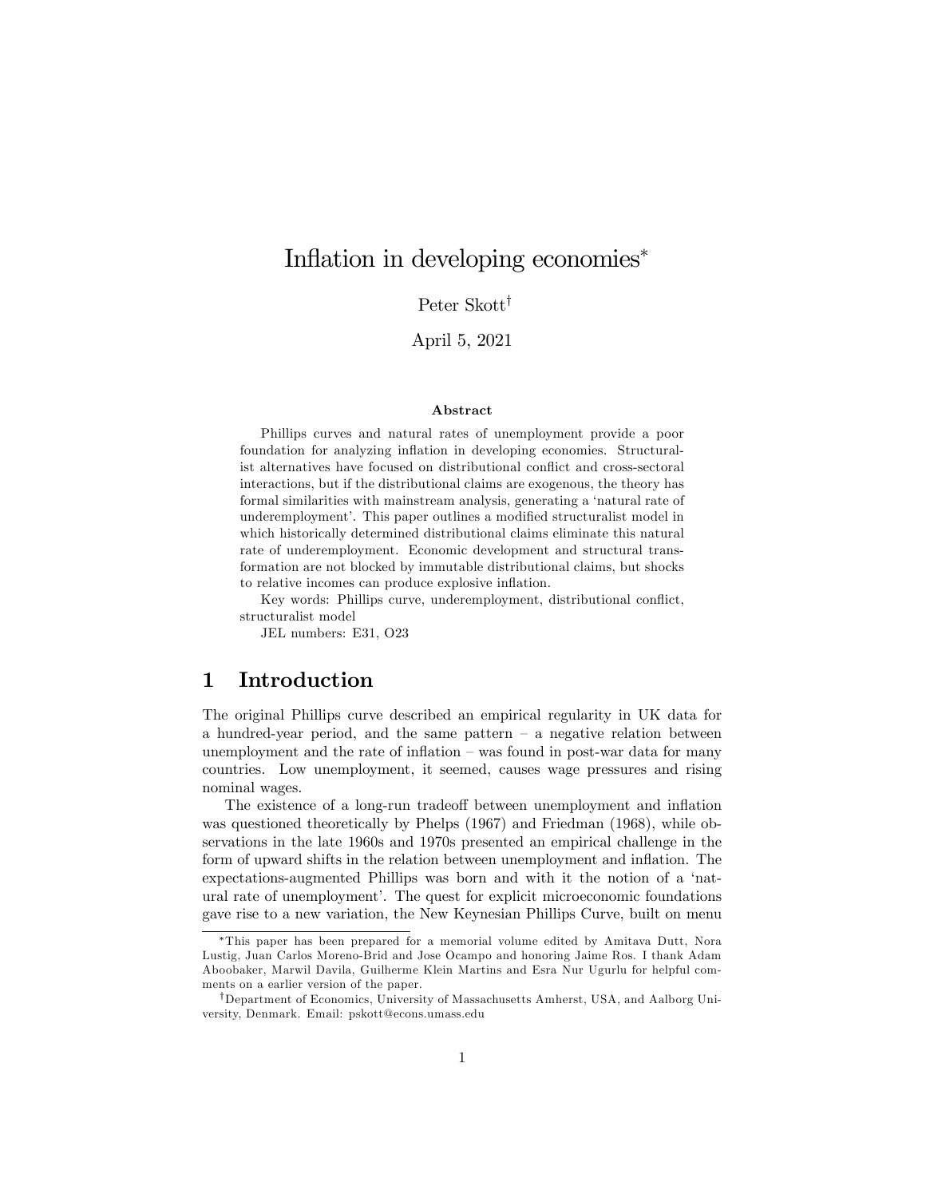# Inflation in developing economies*

Peter Skott†

April 5, 2021

### Abstract

Phillips curves and natural rates of unemployment provide a poor foundation for analyzing inflation in developing economies. Structuralist alternatives have focused on distributional conflict and cross-sectoral interactions, but if the distributional claims are exogenous, the theory has formal similarities with mainstream analysis, generating a 'natural rate of underemployment'. This paper outlines a modified structuralist model in which historically determined distributional claims eliminate this natural rate of underemployment. Economic development and structural transformation are not blocked by immutable distributional claims, but shocks to relative incomes can produce explosive inflation.

Key words: Phillips curve, underemployment, distributional conflict, structuralist model

JEL numbers: E31, O23

## 1 Introduction

The original Phillips curve described an empirical regularity in UK data for a hundred-year period, and the same pattern – a negative relation between unemployment and the rate of inflation – was found in post-war data for many countries. Low unemployment, it seemed, causes wage pressures and rising nominal wages.

The existence of a long-run tradeoff between unemployment and inflation was questioned theoretically by Phelps (1967) and Friedman (1968), while observations in the late 1960s and 1970s presented an empirical challenge in the form of upward shifts in the relation between unemployment and inflation. The expectations-augmented Phillips was born and with it the notion of a 'natural rate of unemployment'. The quest for explicit microeconomic foundations gave rise to a new variation, the New Keynesian Phillips Curve, built on menu

*This paper has been prepared for a memorial volume edited by Amitava Dutt, Nora Lustig, Juan Carlos Moreno-Brid and Jose Ocampo and honoring Jaime Ros. I thank Adam Aboobaker, Marwil Davila, Guilherme Klein Martins and Esra Nur Ugurlu for helpful comments on a earlier version of the paper.

†Department of Economics, University of Massachusetts Amherst, USA, and Aalborg University, Denmark. Email: pskott@econs.umass.edu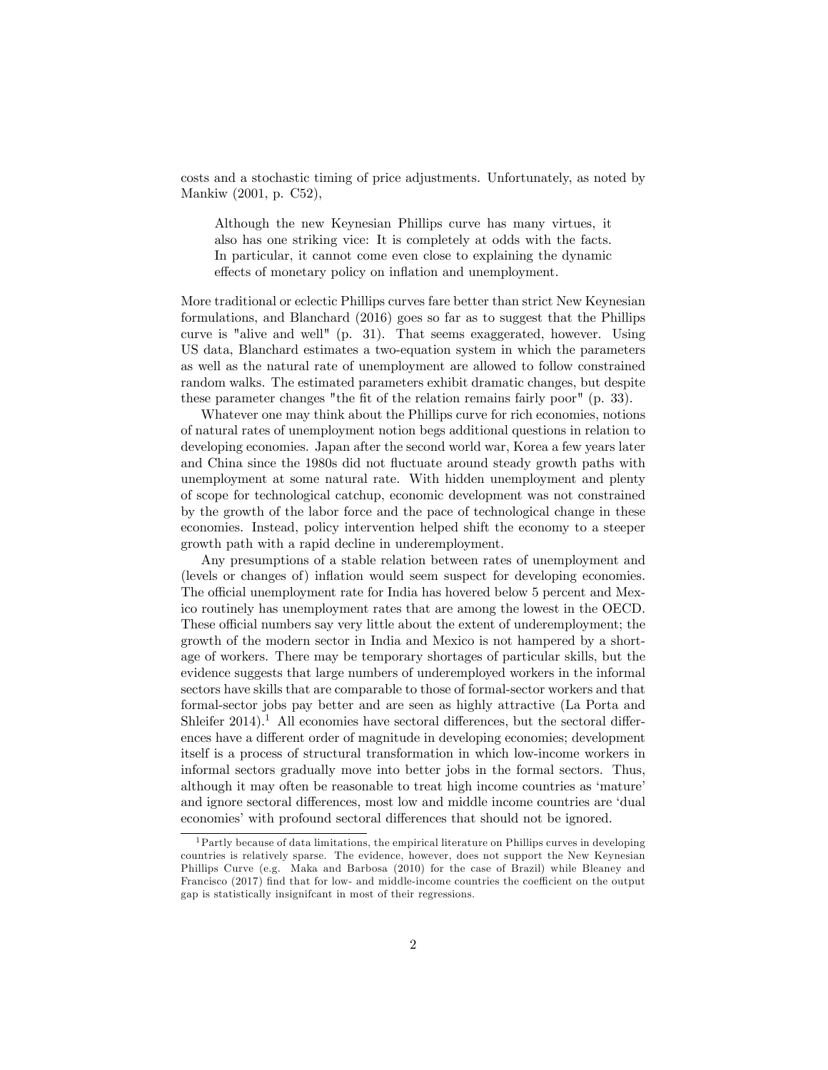costs and a stochastic timing of price adjustments. Unfortunately, as noted by Mankiw (2001, p. C52),

> Although the new Keynesian Phillips curve has many virtues, it also has one striking vice: It is completely at odds with the facts. In particular, it cannot come even close to explaining the dynamic effects of monetary policy on inflation and unemployment.

More traditional or eclectic Phillips curves fare better than strict New Keynesian formulations, and Blanchard (2016) goes so far as to suggest that the Phillips curve is "alive and well" (p. 31). That seems exaggerated, however. Using US data, Blanchard estimates a two-equation system in which the parameters as well as the natural rate of unemployment are allowed to follow constrained random walks. The estimated parameters exhibit dramatic changes, but despite these parameter changes "the fit of the relation remains fairly poor" (p. 33).

Whatever one may think about the Phillips curve for rich economies, notions of natural rates of unemployment notion begs additional questions in relation to developing economies. Japan after the second world war, Korea a few years later and China since the 1980s did not fluctuate around steady growth paths with unemployment at some natural rate. With hidden unemployment and plenty of scope for technological catchup, economic development was not constrained by the growth of the labor force and the pace of technological change in these economies. Instead, policy intervention helped shift the economy to a steeper growth path with a rapid decline in underemployment.

Any presumptions of a stable relation between rates of unemployment and (levels or changes of) inflation would seem suspect for developing economies. The official unemployment rate for India has hovered below 5 percent and Mexico routinely has unemployment rates that are among the lowest in the OECD. These official numbers say very little about the extent of underemployment; the growth of the modern sector in India and Mexico is not hampered by a shortage of workers. There may be temporary shortages of particular skills, but the evidence suggests that large numbers of underemployed workers in the informal sectors have skills that are comparable to those of formal-sector workers and that formal-sector jobs pay better and are seen as highly attractive (La Porta and Shleifer 2014).[1] All economies have sectoral differences, but the sectoral differences have a different order of magnitude in developing economies; development itself is a process of structural transformation in which low-income workers in informal sectors gradually move into better jobs in the formal sectors. Thus, although it may often be reasonable to treat high income countries as 'mature' and ignore sectoral differences, most low and middle income countries are 'dual economies' with profound sectoral differences that should not be ignored.

[1] Partly because of data limitations, the empirical literature on Phillips curves in developing countries is relatively sparse. The evidence, however, does not support the New Keynesian Phillips Curve (e.g. Maka and Barbosa (2010) for the case of Brazil) while Bleaney and Francisco (2017) find that for low- and middle-income countries the coefficient on the output gap is statistically insignifcant in most of their regressions.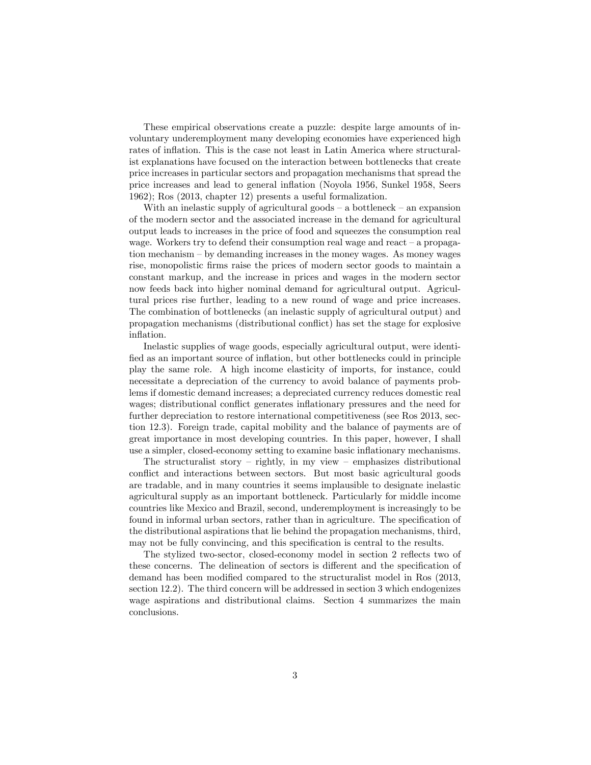These empirical observations create a puzzle: despite large amounts of involuntary underemployment many developing economies have experienced high rates of inflation. This is the case not least in Latin America where structuralist explanations have focused on the interaction between bottlenecks that create price increases in particular sectors and propagation mechanisms that spread the price increases and lead to general inflation (Noyola 1956, Sunkel 1958, Seers 1962); Ros (2013, chapter 12) presents a useful formalization.

With an inelastic supply of agricultural goods – a bottleneck – an expansion of the modern sector and the associated increase in the demand for agricultural output leads to increases in the price of food and squeezes the consumption real wage. Workers try to defend their consumption real wage and react – a propagation mechanism – by demanding increases in the money wages. As money wages rise, monopolistic firms raise the prices of modern sector goods to maintain a constant markup, and the increase in prices and wages in the modern sector now feeds back into higher nominal demand for agricultural output. Agricultural prices rise further, leading to a new round of wage and price increases. The combination of bottlenecks (an inelastic supply of agricultural output) and propagation mechanisms (distributional conflict) has set the stage for explosive inflation.

Inelastic supplies of wage goods, especially agricultural output, were identified as an important source of inflation, but other bottlenecks could in principle play the same role. A high income elasticity of imports, for instance, could necessitate a depreciation of the currency to avoid balance of payments problems if domestic demand increases; a depreciated currency reduces domestic real wages; distributional conflict generates inflationary pressures and the need for further depreciation to restore international competitiveness (see Ros 2013, section 12.3). Foreign trade, capital mobility and the balance of payments are of great importance in most developing countries. In this paper, however, I shall use a simpler, closed-economy setting to examine basic inflationary mechanisms.

The structuralist story – rightly, in my view – emphasizes distributional conflict and interactions between sectors. But most basic agricultural goods are tradable, and in many countries it seems implausible to designate inelastic agricultural supply as an important bottleneck. Particularly for middle income countries like Mexico and Brazil, second, underemployment is increasingly to be found in informal urban sectors, rather than in agriculture. The specification of the distributional aspirations that lie behind the propagation mechanisms, third, may not be fully convincing, and this specification is central to the results.

The stylized two-sector, closed-economy model in section 2 reflects two of these concerns. The delineation of sectors is different and the specification of demand has been modified compared to the structuralist model in Ros (2013, section 12.2). The third concern will be addressed in section 3 which endogenizes wage aspirations and distributional claims. Section 4 summarizes the main conclusions.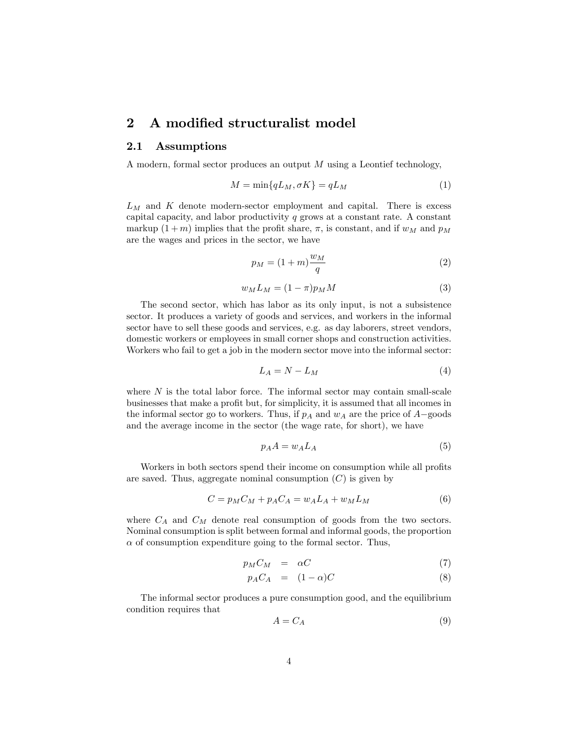## 2 A modified structuralist model

### 2.1 Assumptions

A modern, formal sector produces an output $M$ using a Leontief technology,

$$M = \min\{qL_M, \sigma K\} = qL_M \tag{1}$$

$L_M$ and $K$ denote modern-sector employment and capital. There is excess capital capacity, and labor productivity $q$ grows at a constant rate. A constant markup $(1+m)$ implies that the profit share, $\pi$, is constant, and if $w_M$ and $p_M$ are the wages and prices in the sector, we have

$$p_M = (1+m)\frac{w_M}{q} \tag{2}$$

$$w_M L_M = (1-\pi)p_M M \tag{3}$$

The second sector, which has labor as its only input, is not a subsistence sector. It produces a variety of goods and services, and workers in the informal sector have to sell these goods and services, e.g. as day laborers, street vendors, domestic workers or employees in small corner shops and construction activities. Workers who fail to get a job in the modern sector move into the informal sector:

$$L_A = N - L_M \tag{4}$$

where $N$ is the total labor force. The informal sector may contain small-scale businesses that make a profit but, for simplicity, it is assumed that all incomes in the informal sector go to workers. Thus, if $p_A$ and $w_A$ are the price of $A-$goods and the average income in the sector (the wage rate, for short), we have

$$p_A A = w_A L_A \tag{5}$$

Workers in both sectors spend their income on consumption while all profits are saved. Thus, aggregate nominal consumption ($C$) is given by

$$C = p_M C_M + p_A C_A = w_A L_A + w_M L_M \tag{6}$$

where $C_A$ and $C_M$ denote real consumption of goods from the two sectors. Nominal consumption is split between formal and informal goods, the proportion $\alpha$ of consumption expenditure going to the formal sector. Thus,

$$p_M C_M = \alpha C \tag{7}$$

$$p_A C_A = (1-\alpha)C \tag{8}$$

The informal sector produces a pure consumption good, and the equilibrium condition requires that

$$A = C_A \tag{9}$$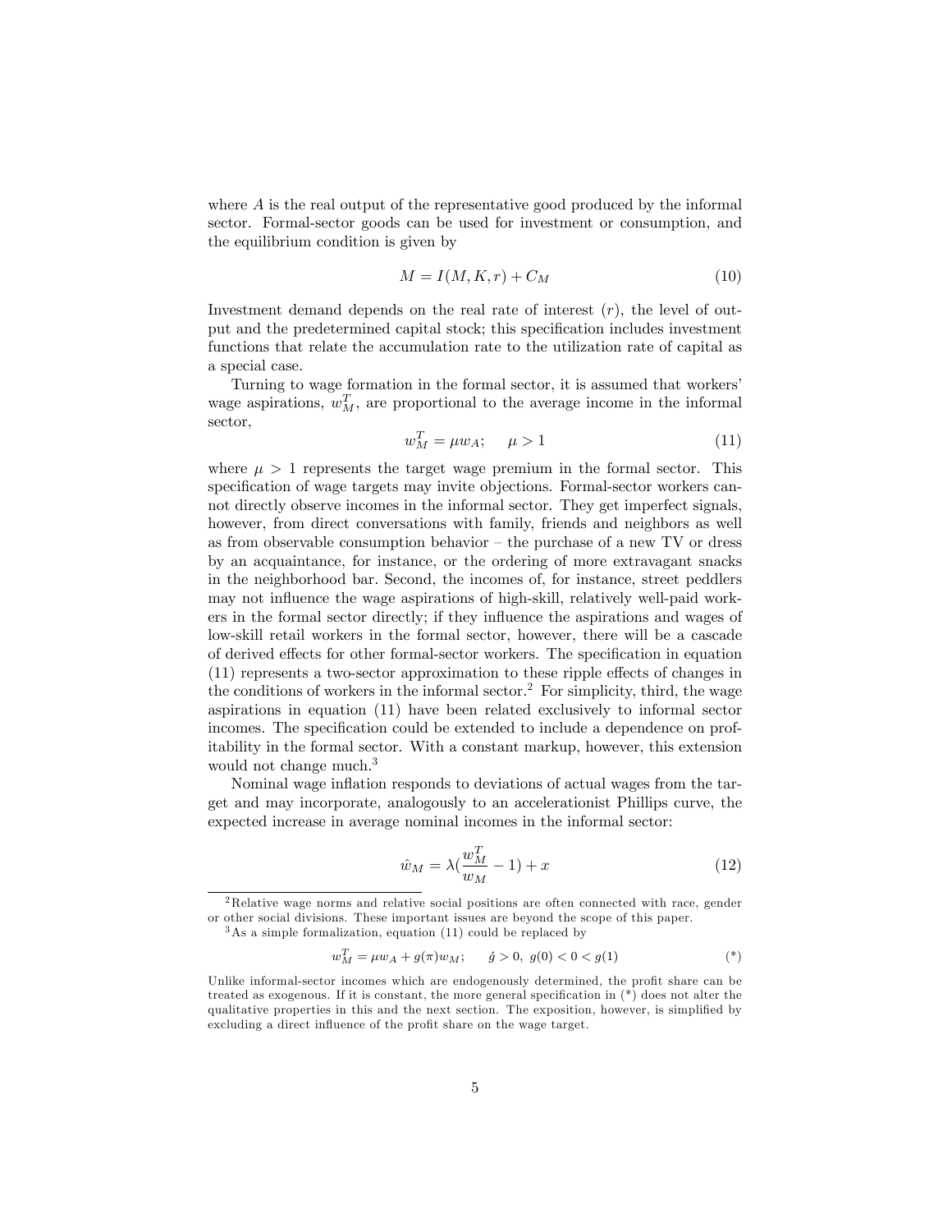where $A$ is the real output of the representative good produced by the informal sector. Formal-sector goods can be used for investment or consumption, and the equilibrium condition is given by

$$M = I(M, K, r) + C_M \tag{10}$$

Investment demand depends on the real rate of interest ($r$), the level of output and the predetermined capital stock; this specification includes investment functions that relate the accumulation rate to the utilization rate of capital as a special case.

Turning to wage formation in the formal sector, it is assumed that workers' wage aspirations, $w_M^T$, are proportional to the average income in the informal sector,

$$w_M^T = \mu w_A; \quad \mu > 1 \tag{11}$$

where $\mu > 1$ represents the target wage premium in the formal sector. This specification of wage targets may invite objections. Formal-sector workers cannot directly observe incomes in the informal sector. They get imperfect signals, however, from direct conversations with family, friends and neighbors as well as from observable consumption behavior – the purchase of a new TV or dress by an acquaintance, for instance, or the ordering of more extravagant snacks in the neighborhood bar. Second, the incomes of, for instance, street peddlers may not influence the wage aspirations of high-skill, relatively well-paid workers in the formal sector directly; if they influence the aspirations and wages of low-skill retail workers in the formal sector, however, there will be a cascade of derived effects for other formal-sector workers. The specification in equation (11) represents a two-sector approximation to these ripple effects of changes in the conditions of workers in the informal sector.[2] For simplicity, third, the wage aspirations in equation (11) have been related exclusively to informal sector incomes. The specification could be extended to include a dependence on profitability in the formal sector. With a constant markup, however, this extension would not change much.[3]

Nominal wage inflation responds to deviations of actual wages from the target and may incorporate, analogously to an accelerationist Phillips curve, the expected increase in average nominal incomes in the informal sector:

$$\hat{w}_M = \lambda\left(\frac{w_M^T}{w_M} - 1\right) + x \tag{12}$$

---

[2] Relative wage norms and relative social positions are often connected with race, gender or other social divisions. These important issues are beyond the scope of this paper.

[3] As a simple formalization, equation (11) could be replaced by

$$w_M^T = \mu w_A + g(\pi) w_M; \quad \acute{g} > 0,\ g(0) < 0 < g(1) \tag{*}$$

Unlike informal-sector incomes which are endogenously determined, the profit share can be treated as exogenous. If it is constant, the more general specification in (*) does not alter the qualitative properties in this and the next section. The exposition, however, is simplified by excluding a direct influence of the profit share on the wage target.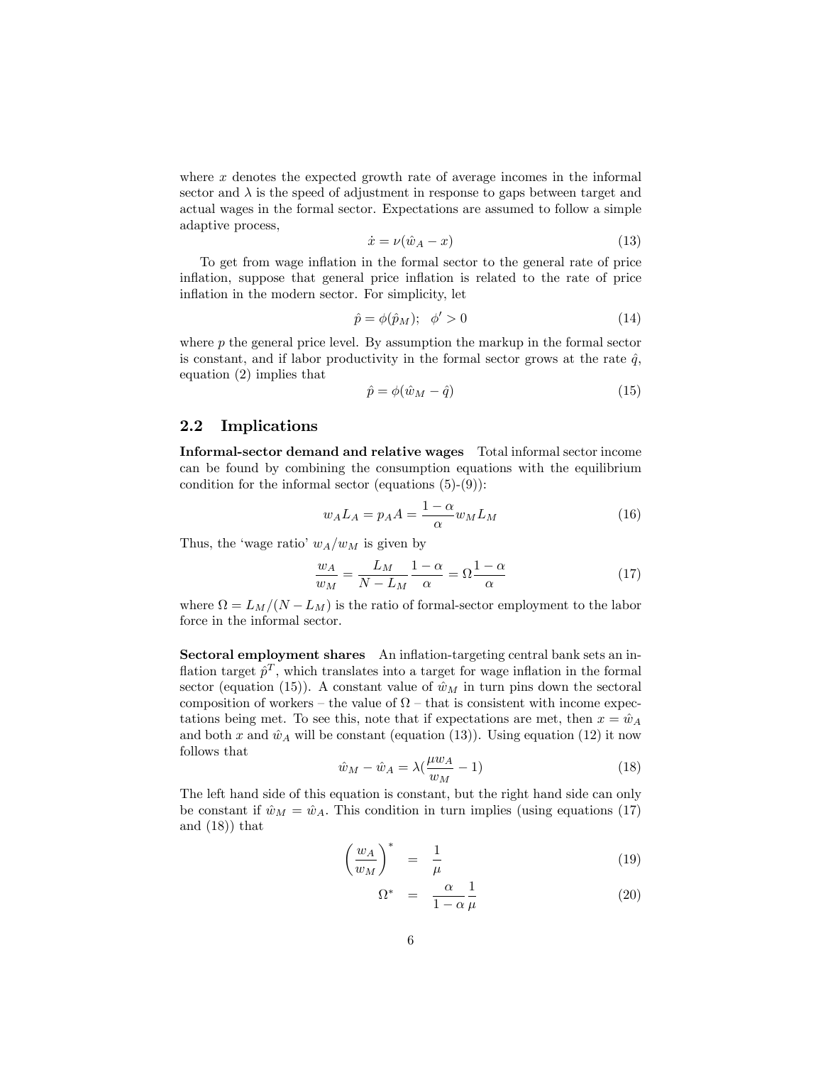where $x$ denotes the expected growth rate of average incomes in the informal sector and $\lambda$ is the speed of adjustment in response to gaps between target and actual wages in the formal sector. Expectations are assumed to follow a simple adaptive process,

$$\dot{x} = \nu(\hat{w}_A - x) \tag{13}$$

To get from wage inflation in the formal sector to the general rate of price inflation, suppose that general price inflation is related to the rate of price inflation in the modern sector. For simplicity, let

$$\hat{p} = \phi(\hat{p}_M); \quad \phi' > 0 \tag{14}$$

where $p$ the general price level. By assumption the markup in the formal sector is constant, and if labor productivity in the formal sector grows at the rate $\hat{q}$, equation (2) implies that

$$\hat{p} = \phi(\hat{w}_M - \hat{q}) \tag{15}$$

## 2.2 Implications

**Informal-sector demand and relative wages** Total informal sector income can be found by combining the consumption equations with the equilibrium condition for the informal sector (equations (5)-(9)):

$$w_A L_A = p_A A = \frac{1-\alpha}{\alpha} w_M L_M \tag{16}$$

Thus, the 'wage ratio' $w_A/w_M$ is given by

$$\frac{w_A}{w_M} = \frac{L_M}{N - L_M}\frac{1-\alpha}{\alpha} = \Omega\frac{1-\alpha}{\alpha} \tag{17}$$

where $\Omega = L_M/(N - L_M)$ is the ratio of formal-sector employment to the labor force in the informal sector.

**Sectoral employment shares** An inflation-targeting central bank sets an inflation target $\hat{p}^T$, which translates into a target for wage inflation in the formal sector (equation (15)). A constant value of $\hat{w}_M$ in turn pins down the sectoral composition of workers – the value of $\Omega$ – that is consistent with income expectations being met. To see this, note that if expectations are met, then $x = \hat{w}_A$ and both $x$ and $\hat{w}_A$ will be constant (equation (13)). Using equation (12) it now follows that

$$\hat{w}_M - \hat{w}_A = \lambda(\frac{\mu w_A}{w_M} - 1) \tag{18}$$

The left hand side of this equation is constant, but the right hand side can only be constant if $\hat{w}_M = \hat{w}_A$. This condition in turn implies (using equations (17) and (18)) that

$$\left(\frac{w_A}{w_M}\right)^* = \frac{1}{\mu} \tag{19}$$

$$\Omega^* = \frac{\alpha}{1-\alpha}\frac{1}{\mu} \tag{20}$$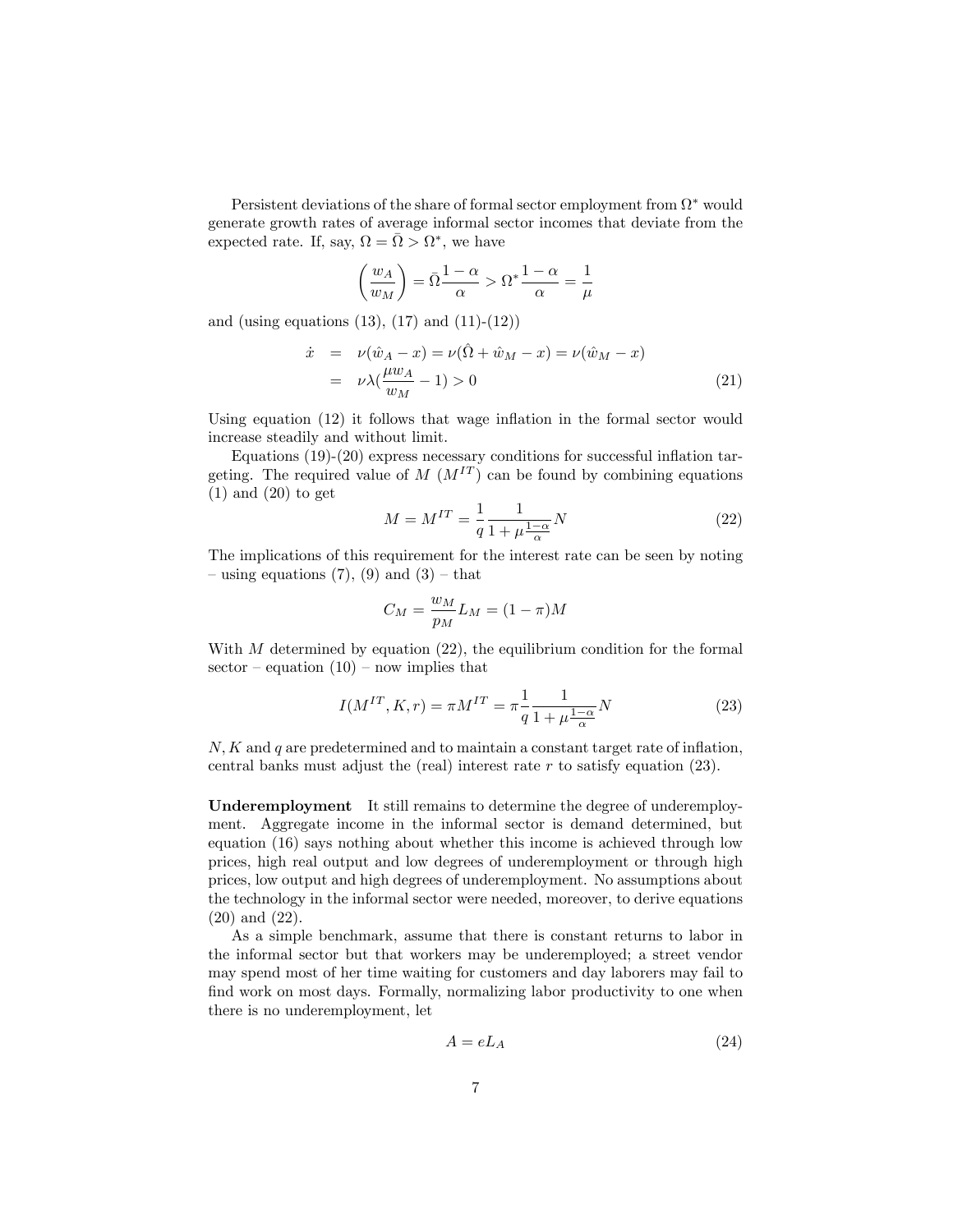Persistent deviations of the share of formal sector employment from $\Omega^*$ would generate growth rates of average informal sector incomes that deviate from the expected rate. If, say, $\Omega = \bar{\Omega} > \Omega^*$, we have

$$\left(\frac{w_A}{w_M}\right) = \bar{\Omega}\frac{1-\alpha}{\alpha} > \Omega^*\frac{1-\alpha}{\alpha} = \frac{1}{\mu}$$

and (using equations (13), (17) and (11)-(12))

$$\begin{aligned} \dot{x} &= \nu(\hat{w}_A - x) = \nu(\hat{\Omega} + \hat{w}_M - x) = \nu(\hat{w}_M - x) \\ &= \nu\lambda(\frac{\mu w_A}{w_M} - 1) > 0 \end{aligned} \tag{21}$$

Using equation (12) it follows that wage inflation in the formal sector would increase steadily and without limit.

Equations (19)-(20) express necessary conditions for successful inflation targeting. The required value of $M$ ($M^{IT}$) can be found by combining equations (1) and (20) to get

$$M = M^{IT} = \frac{1}{q}\frac{1}{1+\mu\frac{1-\alpha}{\alpha}}N \tag{22}$$

The implications of this requirement for the interest rate can be seen by noting – using equations (7), (9) and (3) – that

$$C_M = \frac{w_M}{p_M}L_M = (1-\pi)M$$

With $M$ determined by equation (22), the equilibrium condition for the formal sector – equation (10) – now implies that

$$I(M^{IT}, K, r) = \pi M^{IT} = \pi\frac{1}{q}\frac{1}{1+\mu\frac{1-\alpha}{\alpha}}N \tag{23}$$

$N, K$ and $q$ are predetermined and to maintain a constant target rate of inflation, central banks must adjust the (real) interest rate $r$ to satisfy equation (23).

**Underemployment** It still remains to determine the degree of underemployment. Aggregate income in the informal sector is demand determined, but equation (16) says nothing about whether this income is achieved through low prices, high real output and low degrees of underemployment or through high prices, low output and high degrees of underemployment. No assumptions about the technology in the informal sector were needed, moreover, to derive equations (20) and (22).

As a simple benchmark, assume that there is constant returns to labor in the informal sector but that workers may be underemployed; a street vendor may spend most of her time waiting for customers and day laborers may fail to find work on most days. Formally, normalizing labor productivity to one when there is no underemployment, let

$$A = eL_A \tag{24}$$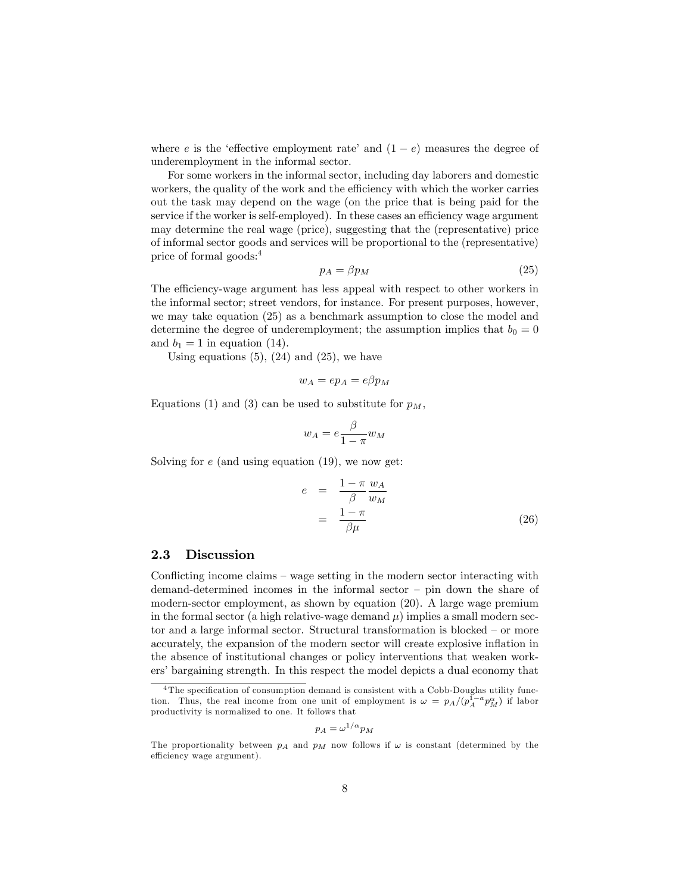where $e$ is the 'effective employment rate' and $(1 - e)$ measures the degree of underemployment in the informal sector.

For some workers in the informal sector, including day laborers and domestic workers, the quality of the work and the efficiency with which the worker carries out the task may depend on the wage (on the price that is being paid for the service if the worker is self-employed). In these cases an efficiency wage argument may determine the real wage (price), suggesting that the (representative) price of informal sector goods and services will be proportional to the (representative) price of formal goods:[4]

$$p_A = \beta p_M \tag{25}$$

The efficiency-wage argument has less appeal with respect to other workers in the informal sector; street vendors, for instance. For present purposes, however, we may take equation (25) as a benchmark assumption to close the model and determine the degree of underemployment; the assumption implies that $b_0 = 0$ and $b_1 = 1$ in equation (14).

Using equations (5), (24) and (25), we have

$$w_A = ep_A = e\beta p_M$$

Equations (1) and (3) can be used to substitute for $p_M$,

$$w_A = e\frac{\beta}{1-\pi}w_M$$

Solving for $e$ (and using equation (19), we now get:

$$\begin{aligned} e &= \frac{1-\pi}{\beta}\frac{w_A}{w_M} \\ &= \frac{1-\pi}{\beta\mu} \end{aligned} \tag{26}$$

## 2.3 Discussion

Conflicting income claims – wage setting in the modern sector interacting with demand-determined incomes in the informal sector – pin down the share of modern-sector employment, as shown by equation (20). A large wage premium in the formal sector (a high relative-wage demand $\mu$) implies a small modern sector and a large informal sector. Structural transformation is blocked – or more accurately, the expansion of the modern sector will create explosive inflation in the absence of institutional changes or policy interventions that weaken workers' bargaining strength. In this respect the model depicts a dual economy that

[4] The specification of consumption demand is consistent with a Cobb-Douglas utility function. Thus, the real income from one unit of employment is $\omega = p_A/(p_A^{1-a}p_M^{\alpha})$ if labor productivity is normalized to one. It follows that

$$p_A = \omega^{1/\alpha}p_M$$

The proportionality between $p_A$ and $p_M$ now follows if $\omega$ is constant (determined by the efficiency wage argument).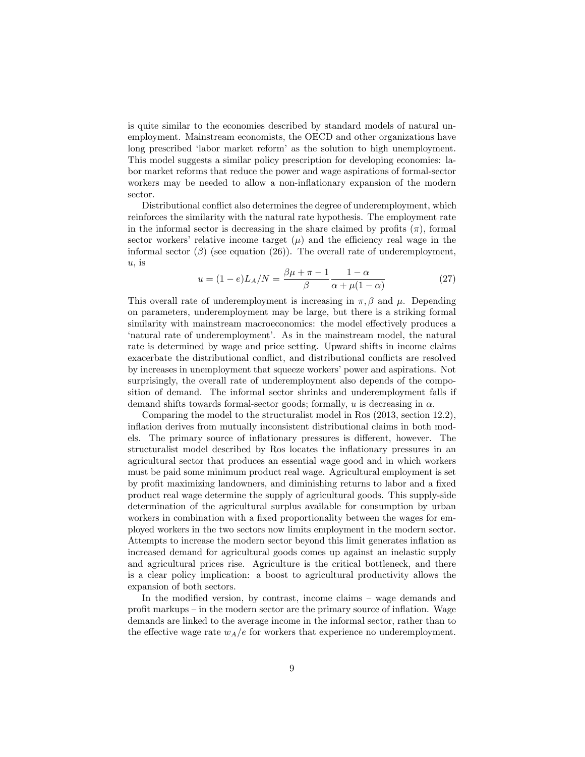is quite similar to the economies described by standard models of natural unemployment. Mainstream economists, the OECD and other organizations have long prescribed 'labor market reform' as the solution to high unemployment. This model suggests a similar policy prescription for developing economies: labor market reforms that reduce the power and wage aspirations of formal-sector workers may be needed to allow a non-inflationary expansion of the modern sector.

Distributional conflict also determines the degree of underemployment, which reinforces the similarity with the natural rate hypothesis. The employment rate in the informal sector is decreasing in the share claimed by profits ($\pi$), formal sector workers' relative income target ($\mu$) and the efficiency real wage in the informal sector ($\beta$) (see equation (26)). The overall rate of underemployment, $u$, is

$$u = (1-e)L_A/N = \frac{\beta\mu + \pi - 1}{\beta}\frac{1-\alpha}{\alpha + \mu(1-\alpha)} \tag{27}$$

This overall rate of underemployment is increasing in $\pi, \beta$ and $\mu$. Depending on parameters, underemployment may be large, but there is a striking formal similarity with mainstream macroeconomics: the model effectively produces a 'natural rate of underemployment'. As in the mainstream model, the natural rate is determined by wage and price setting. Upward shifts in income claims exacerbate the distributional conflict, and distributional conflicts are resolved by increases in unemployment that squeeze workers' power and aspirations. Not surprisingly, the overall rate of underemployment also depends of the composition of demand. The informal sector shrinks and underemployment falls if demand shifts towards formal-sector goods; formally, $u$ is decreasing in $\alpha$.

Comparing the model to the structuralist model in Ros (2013, section 12.2), inflation derives from mutually inconsistent distributional claims in both models. The primary source of inflationary pressures is different, however. The structuralist model described by Ros locates the inflationary pressures in an agricultural sector that produces an essential wage good and in which workers must be paid some minimum product real wage. Agricultural employment is set by profit maximizing landowners, and diminishing returns to labor and a fixed product real wage determine the supply of agricultural goods. This supply-side determination of the agricultural surplus available for consumption by urban workers in combination with a fixed proportionality between the wages for employed workers in the two sectors now limits employment in the modern sector. Attempts to increase the modern sector beyond this limit generates inflation as increased demand for agricultural goods comes up against an inelastic supply and agricultural prices rise. Agriculture is the critical bottleneck, and there is a clear policy implication: a boost to agricultural productivity allows the expansion of both sectors.

In the modified version, by contrast, income claims – wage demands and profit markups – in the modern sector are the primary source of inflation. Wage demands are linked to the average income in the informal sector, rather than to the effective wage rate $w_A/e$ for workers that experience no underemployment.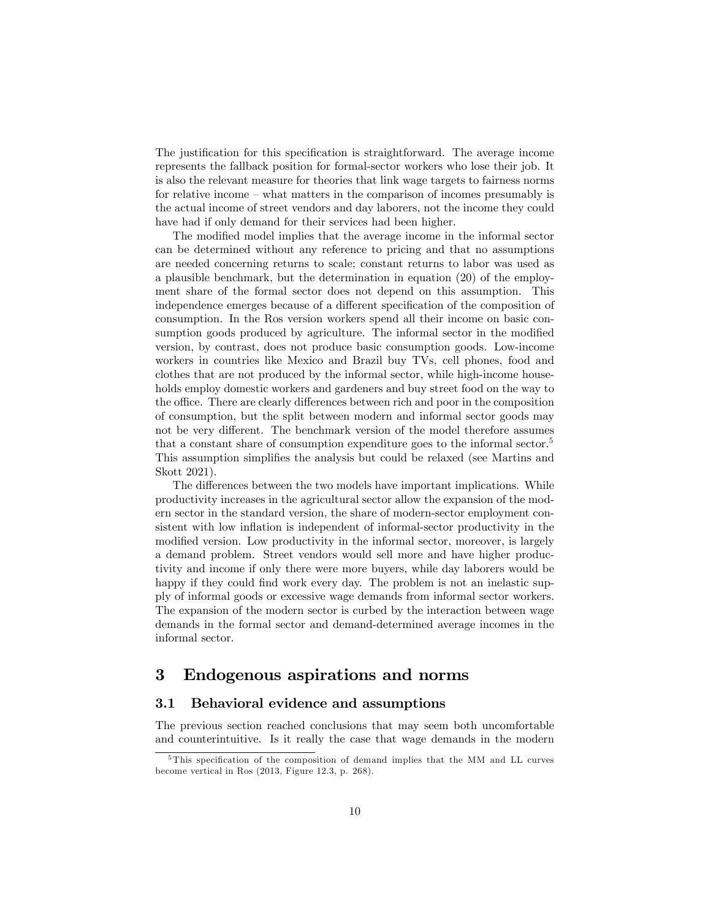The justification for this specification is straightforward. The average income represents the fallback position for formal-sector workers who lose their job. It is also the relevant measure for theories that link wage targets to fairness norms for relative income – what matters in the comparison of incomes presumably is the actual income of street vendors and day laborers, not the income they could have had if only demand for their services had been higher.

The modified model implies that the average income in the informal sector can be determined without any reference to pricing and that no assumptions are needed concerning returns to scale; constant returns to labor was used as a plausible benchmark, but the determination in equation (20) of the employment share of the formal sector does not depend on this assumption. This independence emerges because of a different specification of the composition of consumption. In the Ros version workers spend all their income on basic consumption goods produced by agriculture. The informal sector in the modified version, by contrast, does not produce basic consumption goods. Low-income workers in countries like Mexico and Brazil buy TVs, cell phones, food and clothes that are not produced by the informal sector, while high-income households employ domestic workers and gardeners and buy street food on the way to the office. There are clearly differences between rich and poor in the composition of consumption, but the split between modern and informal sector goods may not be very different. The benchmark version of the model therefore assumes that a constant share of consumption expenditure goes to the informal sector.[5] This assumption simplifies the analysis but could be relaxed (see Martins and Skott 2021).

The differences between the two models have important implications. While productivity increases in the agricultural sector allow the expansion of the modern sector in the standard version, the share of modern-sector employment consistent with low inflation is independent of informal-sector productivity in the modified version. Low productivity in the informal sector, moreover, is largely a demand problem. Street vendors would sell more and have higher productivity and income if only there were more buyers, while day laborers would be happy if they could find work every day. The problem is not an inelastic supply of informal goods or excessive wage demands from informal sector workers. The expansion of the modern sector is curbed by the interaction between wage demands in the formal sector and demand-determined average incomes in the informal sector.

# 3 Endogenous aspirations and norms

## 3.1 Behavioral evidence and assumptions

The previous section reached conclusions that may seem both uncomfortable and counterintuitive. Is it really the case that wage demands in the modern

[5] This specification of the composition of demand implies that the MM and LL curves become vertical in Ros (2013, Figure 12.3, p. 268).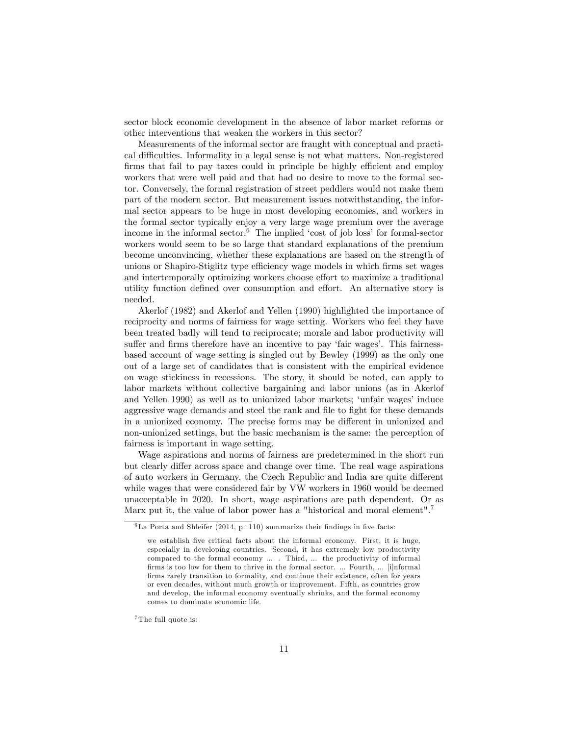sector block economic development in the absence of labor market reforms or other interventions that weaken the workers in this sector?

Measurements of the informal sector are fraught with conceptual and practical difficulties. Informality in a legal sense is not what matters. Non-registered firms that fail to pay taxes could in principle be highly efficient and employ workers that were well paid and that had no desire to move to the formal sector. Conversely, the formal registration of street peddlers would not make them part of the modern sector. But measurement issues notwithstanding, the informal sector appears to be huge in most developing economies, and workers in the formal sector typically enjoy a very large wage premium over the average income in the informal sector.[6] The implied 'cost of job loss' for formal-sector workers would seem to be so large that standard explanations of the premium become unconvincing, whether these explanations are based on the strength of unions or Shapiro-Stiglitz type efficiency wage models in which firms set wages and intertemporally optimizing workers choose effort to maximize a traditional utility function defined over consumption and effort. An alternative story is needed.

Akerlof (1982) and Akerlof and Yellen (1990) highlighted the importance of reciprocity and norms of fairness for wage setting. Workers who feel they have been treated badly will tend to reciprocate; morale and labor productivity will suffer and firms therefore have an incentive to pay 'fair wages'. This fairness-based account of wage setting is singled out by Bewley (1999) as the only one out of a large set of candidates that is consistent with the empirical evidence on wage stickiness in recessions. The story, it should be noted, can apply to labor markets without collective bargaining and labor unions (as in Akerlof and Yellen 1990) as well as to unionized labor markets; 'unfair wages' induce aggressive wage demands and steel the rank and file to fight for these demands in a unionized economy. The precise forms may be different in unionized and non-unionized settings, but the basic mechanism is the same: the perception of fairness is important in wage setting.

Wage aspirations and norms of fairness are predetermined in the short run but clearly differ across space and change over time. The real wage aspirations of auto workers in Germany, the Czech Republic and India are quite different while wages that were considered fair by VW workers in 1960 would be deemed unacceptable in 2020. In short, wage aspirations are path dependent. Or as Marx put it, the value of labor power has a "historical and moral element".[7]

---

[6] La Porta and Shleifer (2014, p. 110) summarize their findings in five facts:

> we establish five critical facts about the informal economy. First, it is huge, especially in developing countries. Second, it has extremely low productivity compared to the formal economy ... . Third, ... the productivity of informal firms is too low for them to thrive in the formal sector. ... Fourth, ... [i]nformal firms rarely transition to formality, and continue their existence, often for years or even decades, without much growth or improvement. Fifth, as countries grow and develop, the informal economy eventually shrinks, and the formal economy comes to dominate economic life.

[7] The full quote is: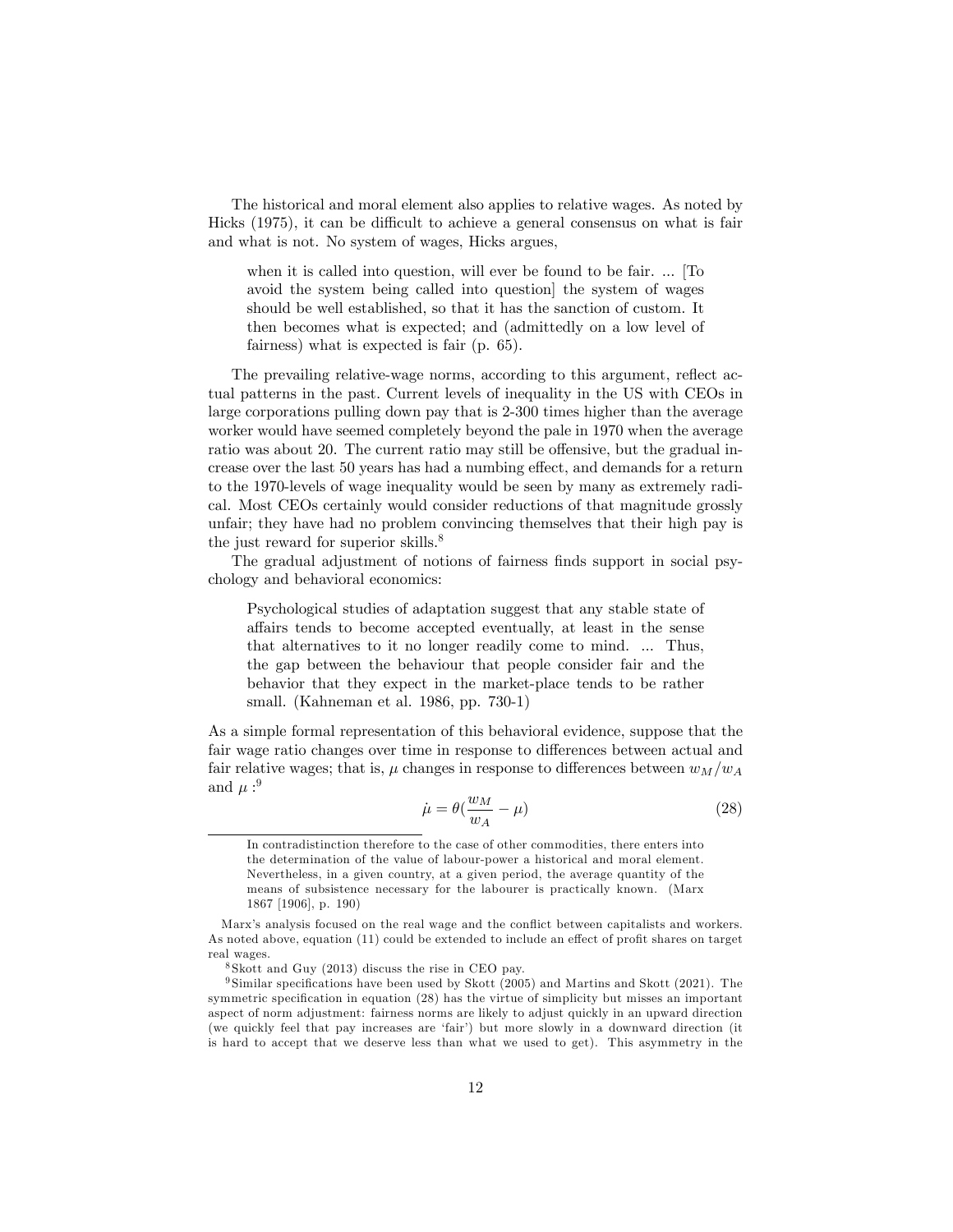The historical and moral element also applies to relative wages. As noted by Hicks (1975), it can be difficult to achieve a general consensus on what is fair and what is not. No system of wages, Hicks argues,

> when it is called into question, will ever be found to be fair. ... [To avoid the system being called into question] the system of wages should be well established, so that it has the sanction of custom. It then becomes what is expected; and (admittedly on a low level of fairness) what is expected is fair (p. 65).

The prevailing relative-wage norms, according to this argument, reflect actual patterns in the past. Current levels of inequality in the US with CEOs in large corporations pulling down pay that is 2-300 times higher than the average worker would have seemed completely beyond the pale in 1970 when the average ratio was about 20. The current ratio may still be offensive, but the gradual increase over the last 50 years has had a numbing effect, and demands for a return to the 1970-levels of wage inequality would be seen by many as extremely radical. Most CEOs certainly would consider reductions of that magnitude grossly unfair; they have had no problem convincing themselves that their high pay is the just reward for superior skills.[8]

The gradual adjustment of notions of fairness finds support in social psychology and behavioral economics:

> Psychological studies of adaptation suggest that any stable state of affairs tends to become accepted eventually, at least in the sense that alternatives to it no longer readily come to mind. ... Thus, the gap between the behaviour that people consider fair and the behavior that they expect in the market-place tends to be rather small. (Kahneman et al. 1986, pp. 730-1)

As a simple formal representation of this behavioral evidence, suppose that the fair wage ratio changes over time in response to differences between actual and fair relative wages; that is, $\mu$ changes in response to differences between $w_M/w_A$ and $\mu$ :[9]

$$\dot{\mu} = \theta(\frac{w_M}{w_A} - \mu) \tag{28}$$

> In contradistinction therefore to the case of other commodities, there enters into the determination of the value of labour-power a historical and moral element. Nevertheless, in a given country, at a given period, the average quantity of the means of subsistence necessary for the labourer is practically known. (Marx 1867 [1906], p. 190)

Marx's analysis focused on the real wage and the conflict between capitalists and workers. As noted above, equation (11) could be extended to include an effect of profit shares on target real wages.

[8] Skott and Guy (2013) discuss the rise in CEO pay.

[9] Similar specifications have been used by Skott (2005) and Martins and Skott (2021). The symmetric specification in equation (28) has the virtue of simplicity but misses an important aspect of norm adjustment: fairness norms are likely to adjust quickly in an upward direction (we quickly feel that pay increases are 'fair') but more slowly in a downward direction (it is hard to accept that we deserve less than what we used to get). This asymmetry in the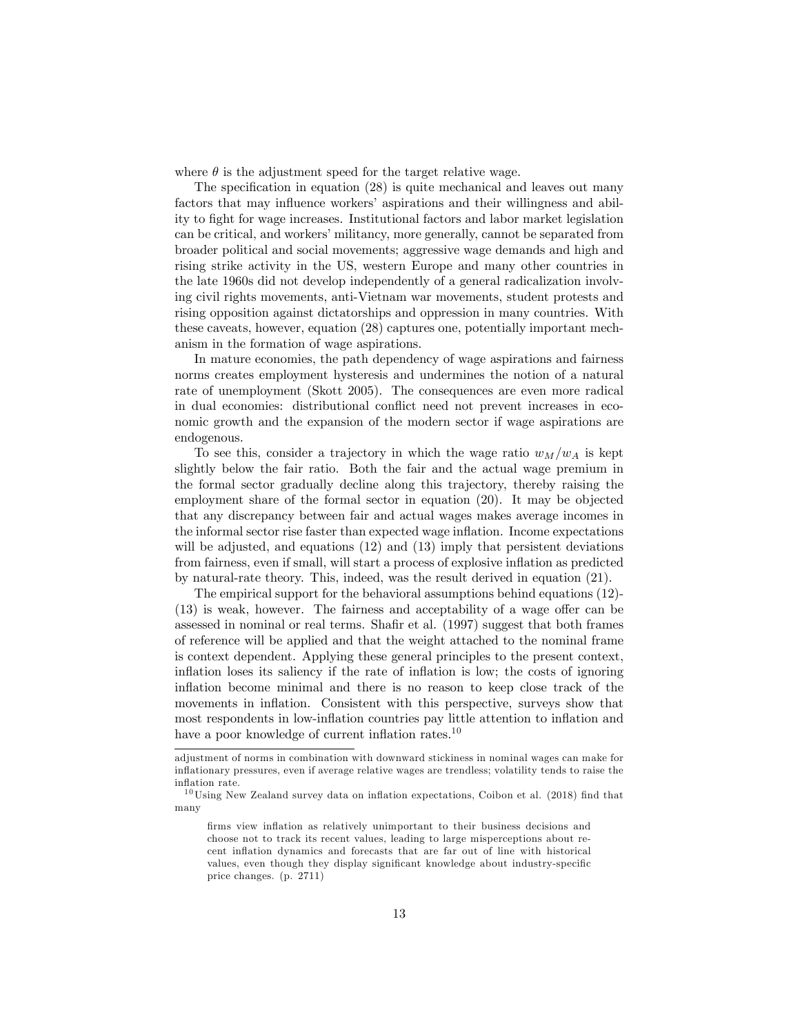where $\theta$ is the adjustment speed for the target relative wage.

The specification in equation (28) is quite mechanical and leaves out many factors that may influence workers' aspirations and their willingness and ability to fight for wage increases. Institutional factors and labor market legislation can be critical, and workers' militancy, more generally, cannot be separated from broader political and social movements; aggressive wage demands and high and rising strike activity in the US, western Europe and many other countries in the late 1960s did not develop independently of a general radicalization involving civil rights movements, anti-Vietnam war movements, student protests and rising opposition against dictatorships and oppression in many countries. With these caveats, however, equation (28) captures one, potentially important mechanism in the formation of wage aspirations.

In mature economies, the path dependency of wage aspirations and fairness norms creates employment hysteresis and undermines the notion of a natural rate of unemployment (Skott 2005). The consequences are even more radical in dual economies: distributional conflict need not prevent increases in economic growth and the expansion of the modern sector if wage aspirations are endogenous.

To see this, consider a trajectory in which the wage ratio $w_M/w_A$ is kept slightly below the fair ratio. Both the fair and the actual wage premium in the formal sector gradually decline along this trajectory, thereby raising the employment share of the formal sector in equation (20). It may be objected that any discrepancy between fair and actual wages makes average incomes in the informal sector rise faster than expected wage inflation. Income expectations will be adjusted, and equations (12) and (13) imply that persistent deviations from fairness, even if small, will start a process of explosive inflation as predicted by natural-rate theory. This, indeed, was the result derived in equation (21).

The empirical support for the behavioral assumptions behind equations (12)-(13) is weak, however. The fairness and acceptability of a wage offer can be assessed in nominal or real terms. Shafir et al. (1997) suggest that both frames of reference will be applied and that the weight attached to the nominal frame is context dependent. Applying these general principles to the present context, inflation loses its saliency if the rate of inflation is low; the costs of ignoring inflation become minimal and there is no reason to keep close track of the movements in inflation. Consistent with this perspective, surveys show that most respondents in low-inflation countries pay little attention to inflation and have a poor knowledge of current inflation rates.[10]

---

adjustment of norms in combination with downward stickiness in nominal wages can make for inflationary pressures, even if average relative wages are trendless; volatility tends to raise the inflation rate.

[10] Using New Zealand survey data on inflation expectations, Coibon et al. (2018) find that many

> firms view inflation as relatively unimportant to their business decisions and choose not to track its recent values, leading to large misperceptions about recent inflation dynamics and forecasts that are far out of line with historical values, even though they display significant knowledge about industry-specific price changes. (p. 2711)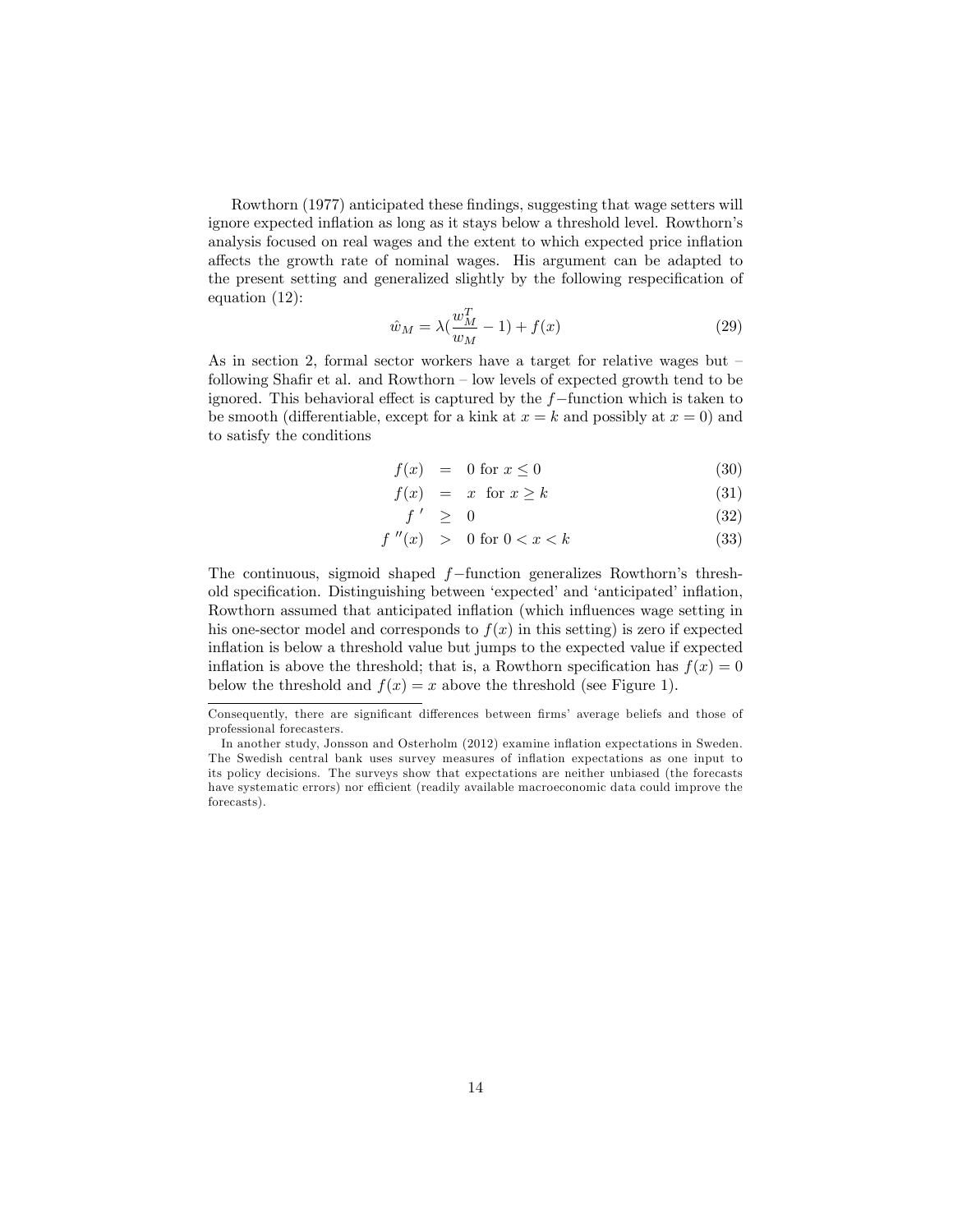Rowthorn (1977) anticipated these findings, suggesting that wage setters will ignore expected inflation as long as it stays below a threshold level. Rowthorn's analysis focused on real wages and the extent to which expected price inflation affects the growth rate of nominal wages. His argument can be adapted to the present setting and generalized slightly by the following respecification of equation (12):

$$\hat{w}_M = \lambda(\frac{w_M^T}{w_M} - 1) + f(x) \tag{29}$$

As in section 2, formal sector workers have a target for relative wages but – following Shafir et al. and Rowthorn – low levels of expected growth tend to be ignored. This behavioral effect is captured by the $f-$function which is taken to be smooth (differentiable, except for a kink at $x = k$ and possibly at $x = 0$) and to satisfy the conditions

$$f(x) = 0 \text{ for } x \leq 0 \tag{30}$$

$$f(x) = x \text{ for } x \geq k \tag{31}$$

$$f' \geq 0 \tag{32}$$

$$f''(x) > 0 \text{ for } 0 < x < k \tag{33}$$

The continuous, sigmoid shaped $f-$function generalizes Rowthorn's threshold specification. Distinguishing between 'expected' and 'anticipated' inflation, Rowthorn assumed that anticipated inflation (which influences wage setting in his one-sector model and corresponds to $f(x)$ in this setting) is zero if expected inflation is below a threshold value but jumps to the expected value if expected inflation is above the threshold; that is, a Rowthorn specification has $f(x) = 0$ below the threshold and $f(x) = x$ above the threshold (see Figure 1).

---

Consequently, there are significant differences between firms' average beliefs and those of professional forecasters.

In another study, Jonsson and Osterholm (2012) examine inflation expectations in Sweden. The Swedish central bank uses survey measures of inflation expectations as one input to its policy decisions. The surveys show that expectations are neither unbiased (the forecasts have systematic errors) nor efficient (readily available macroeconomic data could improve the forecasts).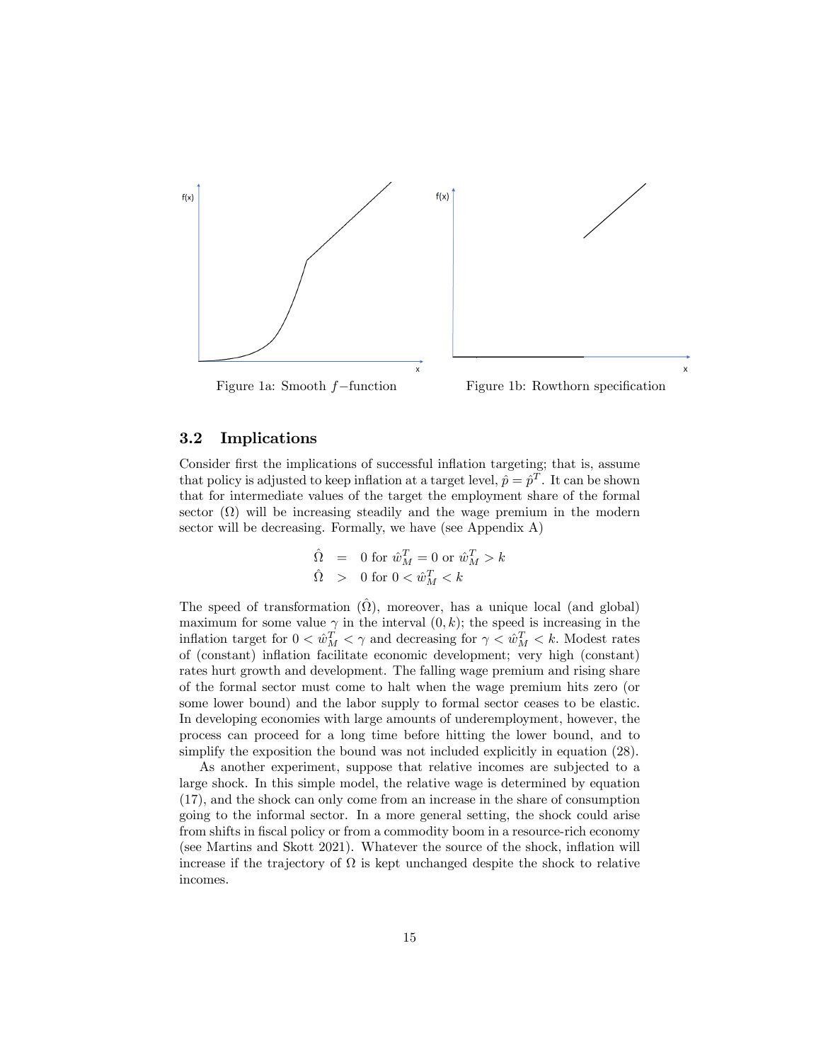Figure 1a: Smooth $f-$function

Figure 1b: Rowthorn specification

### 3.2 Implications

Consider first the implications of successful inflation targeting; that is, assume that policy is adjusted to keep inflation at a target level, $\hat{p} = \hat{p}^T$. It can be shown that for intermediate values of the target the employment share of the formal sector ($\Omega$) will be increasing steadily and the wage premium in the modern sector will be decreasing. Formally, we have (see Appendix A)

$$
\begin{aligned}
\hat{\Omega} &= 0 \text{ for } \hat{w}_M^T = 0 \text{ or } \hat{w}_M^T > k \\
\hat{\Omega} &> 0 \text{ for } 0 < \hat{w}_M^T < k
\end{aligned}
$$

The speed of transformation ($\hat{\Omega}$), moreover, has a unique local (and global) maximum for some value $\gamma$ in the interval $(0, k)$; the speed is increasing in the inflation target for $0 < \hat{w}_M^T < \gamma$ and decreasing for $\gamma < \hat{w}_M^T < k$. Modest rates of (constant) inflation facilitate economic development; very high (constant) rates hurt growth and development. The falling wage premium and rising share of the formal sector must come to halt when the wage premium hits zero (or some lower bound) and the labor supply to formal sector ceases to be elastic. In developing economies with large amounts of underemployment, however, the process can proceed for a long time before hitting the lower bound, and to simplify the exposition the bound was not included explicitly in equation (28).

As another experiment, suppose that relative incomes are subjected to a large shock. In this simple model, the relative wage is determined by equation (17), and the shock can only come from an increase in the share of consumption going to the informal sector. In a more general setting, the shock could arise from shifts in fiscal policy or from a commodity boom in a resource-rich economy (see Martins and Skott 2021). Whatever the source of the shock, inflation will increase if the trajectory of $\Omega$ is kept unchanged despite the shock to relative incomes.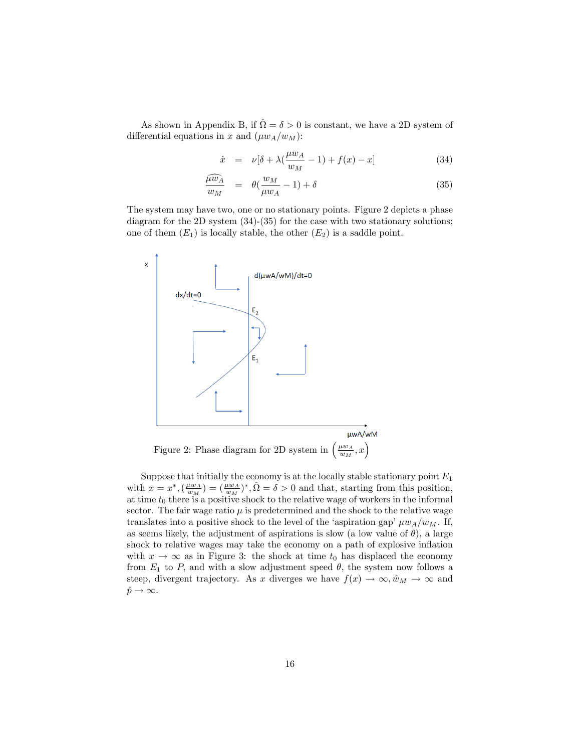As shown in Appendix B, if $\hat{\Omega} = \delta > 0$ is constant, we have a 2D system of differential equations in $x$ and $(\mu w_A / w_M)$:

$$\dot{x} = \nu[\delta + \lambda(\frac{\mu w_A}{w_M} - 1) + f(x) - x] \quad (34)$$

$$\widehat{\frac{\mu w_A}{w_M}} = \theta(\frac{w_M}{\mu w_A} - 1) + \delta \quad (35)$$

The system may have two, one or no stationary points. Figure 2 depicts a phase diagram for the 2D system (34)-(35) for the case with two stationary solutions; one of them ($E_1$) is locally stable, the other ($E_2$) is a saddle point.

Figure 2: Phase diagram for 2D system in $\left(\frac{\mu w_A}{w_M}, x\right)$

Suppose that initially the economy is at the locally stable stationary point $E_1$ with $x = x^*, (\frac{\mu w_A}{w_M}) = (\frac{\mu w_A}{w_M})^*, \hat{\Omega} = \delta > 0$ and that, starting from this position, at time $t_0$ there is a positive shock to the relative wage of workers in the informal sector. The fair wage ratio $\mu$ is predetermined and the shock to the relative wage translates into a positive shock to the level of the 'aspiration gap' $\mu w_A / w_M$. If, as seems likely, the adjustment of aspirations is slow (a low value of $\theta$), a large shock to relative wages may take the economy on a path of explosive inflation with $x \to \infty$ as in Figure 3: the shock at time $t_0$ has displaced the economy from $E_1$ to $P$, and with a slow adjustment speed $\theta$, the system now follows a steep, divergent trajectory. As $x$ diverges we have $f(x) \to \infty, \hat{w}_M \to \infty$ and $\hat{p} \to \infty$.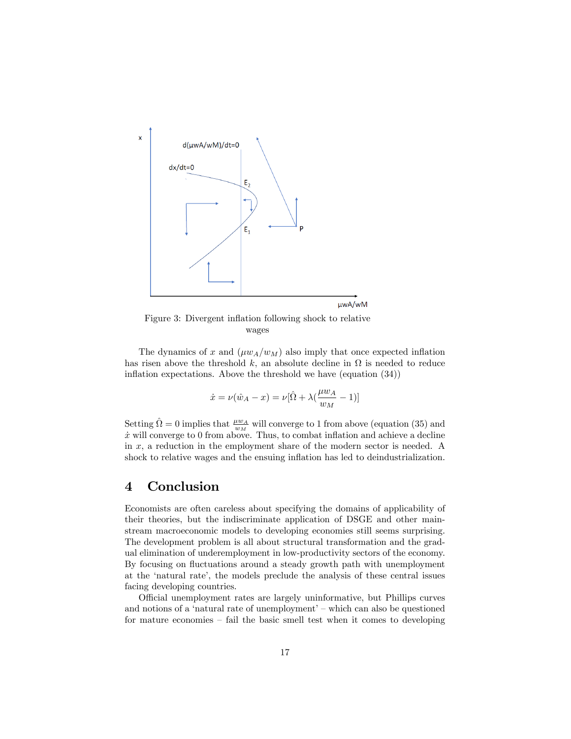Figure 3: Divergent inflation following shock to relative wages

The dynamics of $x$ and $(\mu w_A/w_M)$ also imply that once expected inflation has risen above the threshold $k$, an absolute decline in $\Omega$ is needed to reduce inflation expectations. Above the threshold we have (equation (34))

$$\dot{x} = \nu(\hat{w}_A - x) = \nu[\hat{\Omega} + \lambda(\frac{\mu w_A}{w_M} - 1)]$$

Setting $\hat{\Omega} = 0$ implies that $\frac{\mu w_A}{w_M}$ will converge to 1 from above (equation (35) and $\dot{x}$ will converge to 0 from above. Thus, to combat inflation and achieve a decline in $x$, a reduction in the employment share of the modern sector is needed. A shock to relative wages and the ensuing inflation has led to deindustrialization.

## 4 Conclusion

Economists are often careless about specifying the domains of applicability of their theories, but the indiscriminate application of DSGE and other mainstream macroeconomic models to developing economies still seems surprising. The development problem is all about structural transformation and the gradual elimination of underemployment in low-productivity sectors of the economy. By focusing on fluctuations around a steady growth path with unemployment at the 'natural rate', the models preclude the analysis of these central issues facing developing countries.

Official unemployment rates are largely uninformative, but Phillips curves and notions of a 'natural rate of unemployment' – which can also be questioned for mature economies – fail the basic smell test when it comes to developing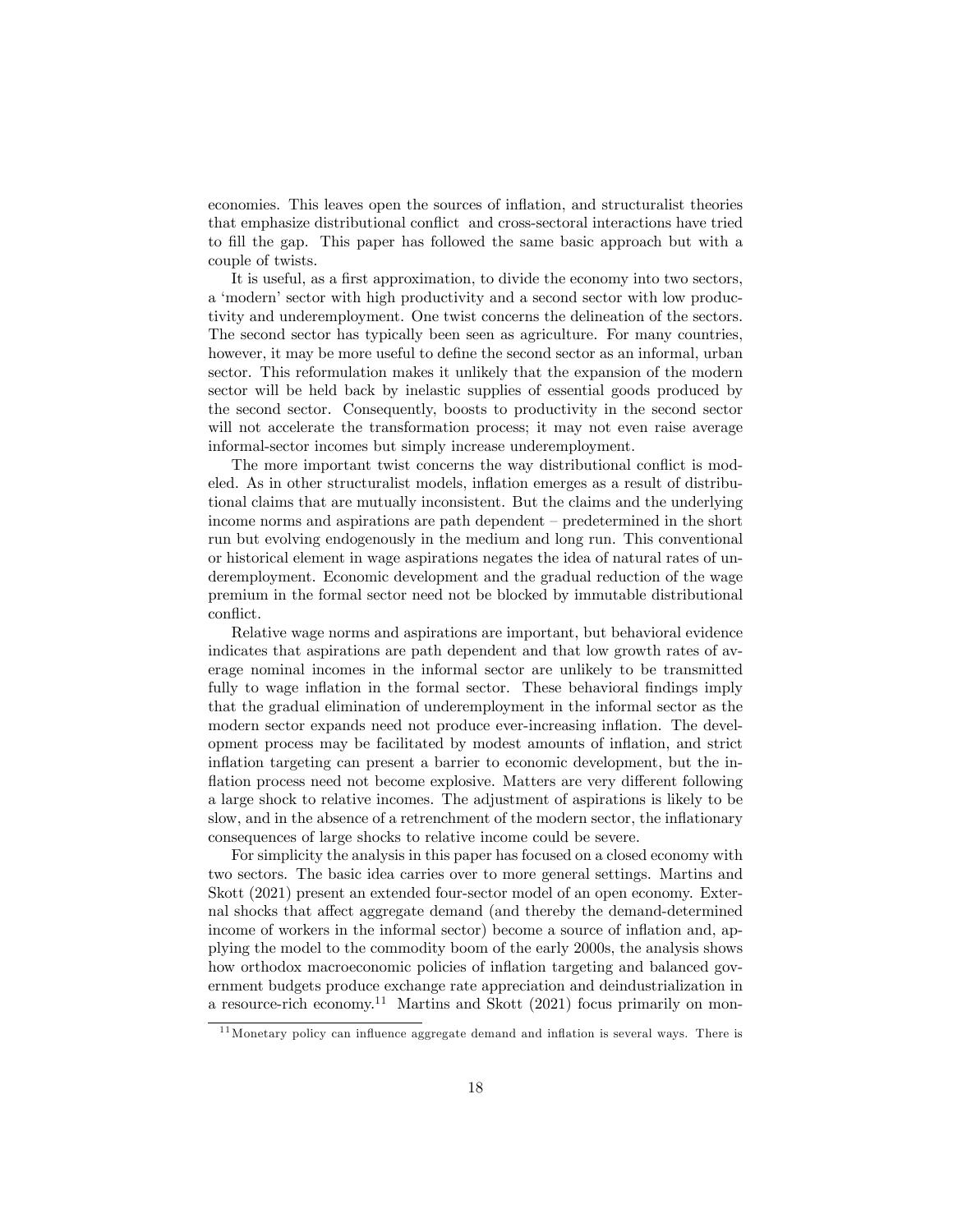economies. This leaves open the sources of inflation, and structuralist theories that emphasize distributional conflict and cross-sectoral interactions have tried to fill the gap. This paper has followed the same basic approach but with a couple of twists.

It is useful, as a first approximation, to divide the economy into two sectors, a 'modern' sector with high productivity and a second sector with low productivity and underemployment. One twist concerns the delineation of the sectors. The second sector has typically been seen as agriculture. For many countries, however, it may be more useful to define the second sector as an informal, urban sector. This reformulation makes it unlikely that the expansion of the modern sector will be held back by inelastic supplies of essential goods produced by the second sector. Consequently, boosts to productivity in the second sector will not accelerate the transformation process; it may not even raise average informal-sector incomes but simply increase underemployment.

The more important twist concerns the way distributional conflict is modeled. As in other structuralist models, inflation emerges as a result of distributional claims that are mutually inconsistent. But the claims and the underlying income norms and aspirations are path dependent – predetermined in the short run but evolving endogenously in the medium and long run. This conventional or historical element in wage aspirations negates the idea of natural rates of underemployment. Economic development and the gradual reduction of the wage premium in the formal sector need not be blocked by immutable distributional conflict.

Relative wage norms and aspirations are important, but behavioral evidence indicates that aspirations are path dependent and that low growth rates of average nominal incomes in the informal sector are unlikely to be transmitted fully to wage inflation in the formal sector. These behavioral findings imply that the gradual elimination of underemployment in the informal sector as the modern sector expands need not produce ever-increasing inflation. The development process may be facilitated by modest amounts of inflation, and strict inflation targeting can present a barrier to economic development, but the inflation process need not become explosive. Matters are very different following a large shock to relative incomes. The adjustment of aspirations is likely to be slow, and in the absence of a retrenchment of the modern sector, the inflationary consequences of large shocks to relative income could be severe.

For simplicity the analysis in this paper has focused on a closed economy with two sectors. The basic idea carries over to more general settings. Martins and Skott (2021) present an extended four-sector model of an open economy. External shocks that affect aggregate demand (and thereby the demand-determined income of workers in the informal sector) become a source of inflation and, applying the model to the commodity boom of the early 2000s, the analysis shows how orthodox macroeconomic policies of inflation targeting and balanced government budgets produce exchange rate appreciation and deindustrialization in a resource-rich economy.[11] Martins and Skott (2021) focus primarily on mon-

[11] Monetary policy can influence aggregate demand and inflation is several ways. There is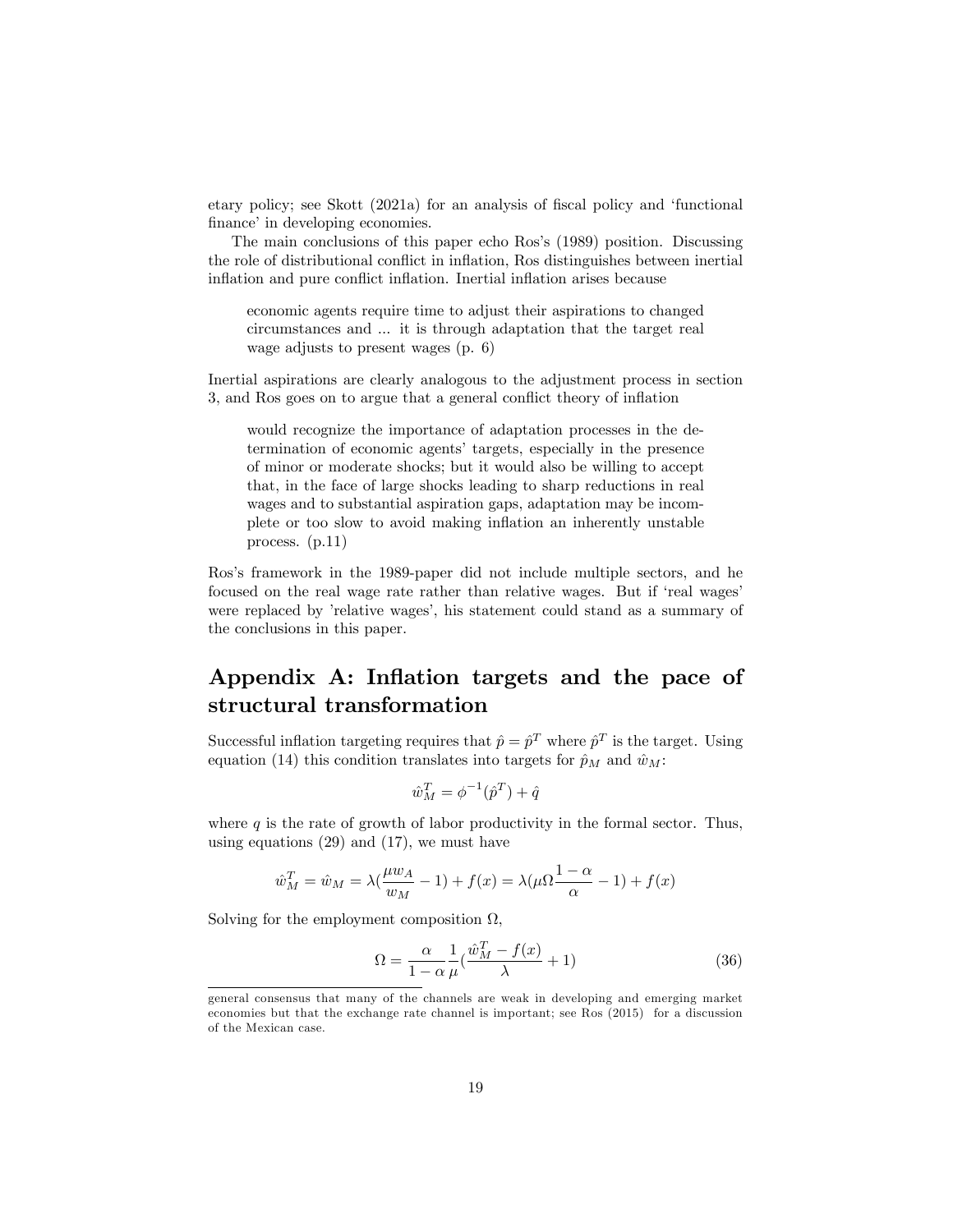etary policy; see Skott (2021a) for an analysis of fiscal policy and 'functional finance' in developing economies.

The main conclusions of this paper echo Ros's (1989) position. Discussing the role of distributional conflict in inflation, Ros distinguishes between inertial inflation and pure conflict inflation. Inertial inflation arises because

> economic agents require time to adjust their aspirations to changed circumstances and ... it is through adaptation that the target real wage adjusts to present wages (p. 6)

Inertial aspirations are clearly analogous to the adjustment process in section 3, and Ros goes on to argue that a general conflict theory of inflation

> would recognize the importance of adaptation processes in the determination of economic agents' targets, especially in the presence of minor or moderate shocks; but it would also be willing to accept that, in the face of large shocks leading to sharp reductions in real wages and to substantial aspiration gaps, adaptation may be incomplete or too slow to avoid making inflation an inherently unstable process. (p.11)

Ros's framework in the 1989-paper did not include multiple sectors, and he focused on the real wage rate rather than relative wages. But if 'real wages' were replaced by 'relative wages', his statement could stand as a summary of the conclusions in this paper.

## Appendix A: Inflation targets and the pace of structural transformation

Successful inflation targeting requires that $\hat{p} = \hat{p}^T$ where $\hat{p}^T$ is the target. Using equation (14) this condition translates into targets for $\hat{p}_M$ and $\hat{w}_M$:

$$\hat{w}_M^T = \phi^{-1}(\hat{p}^T) + \hat{q}$$

where $q$ is the rate of growth of labor productivity in the formal sector. Thus, using equations (29) and (17), we must have

$$\hat{w}_M^T = \hat{w}_M = \lambda(\frac{\mu w_A}{w_M} - 1) + f(x) = \lambda(\mu\Omega\frac{1-\alpha}{\alpha} - 1) + f(x)$$

Solving for the employment composition $\Omega$,

$$\Omega = \frac{\alpha}{1-\alpha}\frac{1}{\mu}(\frac{\hat{w}_M^T - f(x)}{\lambda} + 1) \tag{36}$$

general consensus that many of the channels are weak in developing and emerging market economies but that the exchange rate channel is important; see Ros (2015) for a discussion of the Mexican case.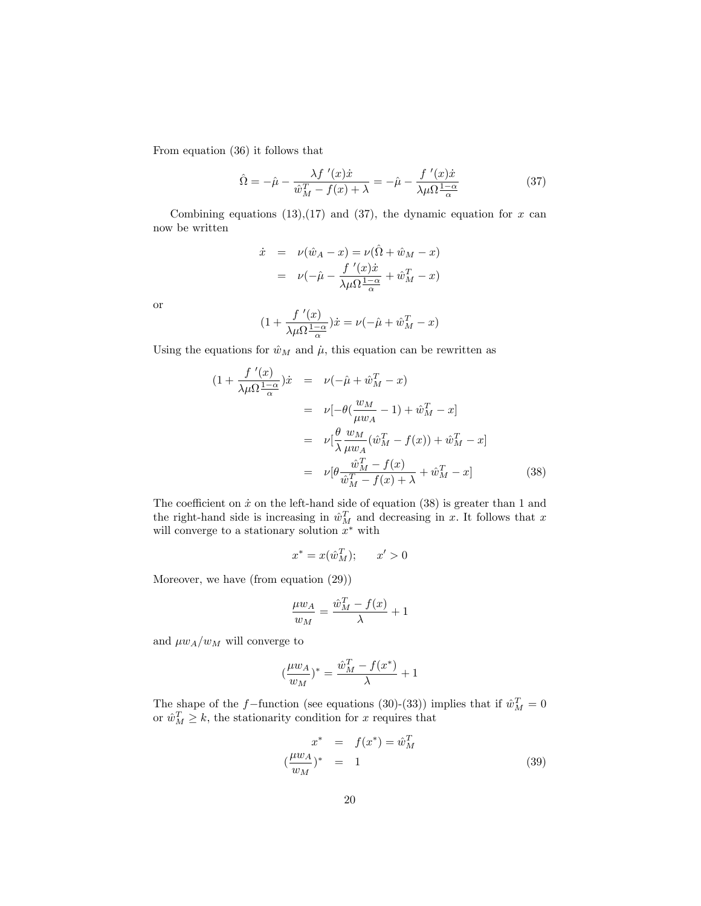From equation (36) it follows that

$$\hat{\Omega} = -\hat{\mu} - \frac{\lambda f'(x)\dot{x}}{\hat{w}_M^T - f(x) + \lambda} = -\hat{\mu} - \frac{f'(x)\dot{x}}{\lambda \mu \Omega \frac{1-\alpha}{\alpha}} \tag{37}$$

Combining equations (13),(17) and (37), the dynamic equation for $x$ can now be written

$$\begin{aligned}
\dot{x} &= \nu(\hat{w}_A - x) = \nu(\hat{\Omega} + \hat{w}_M - x) \\
&= \nu(-\hat{\mu} - \frac{f'(x)\dot{x}}{\lambda \mu \Omega \frac{1-\alpha}{\alpha}} + \hat{w}_M^T - x)
\end{aligned}$$

or

$$(1 + \frac{f'(x)}{\lambda \mu \Omega \frac{1-\alpha}{\alpha}})\dot{x} = \nu(-\hat{\mu} + \hat{w}_M^T - x)$$

Using the equations for $\hat{w}_M$ and $\dot{\mu}$, this equation can be rewritten as

$$\begin{aligned}
(1 + \frac{f'(x)}{\lambda \mu \Omega \frac{1-\alpha}{\alpha}})\dot{x} &= \nu(-\hat{\mu} + \hat{w}_M^T - x) \\
&= \nu[-\theta(\frac{w_M}{\mu w_A} - 1) + \hat{w}_M^T - x] \\
&= \nu[\frac{\theta}{\lambda} \frac{w_M}{\mu w_A}(\hat{w}_M^T - f(x)) + \hat{w}_M^T - x] \\
&= \nu[\theta \frac{\hat{w}_M^T - f(x)}{\hat{w}_M^T - f(x) + \lambda} + \hat{w}_M^T - x] \qquad (38)
\end{aligned}$$

The coefficient on $\dot{x}$ on the left-hand side of equation (38) is greater than 1 and the right-hand side is increasing in $\hat{w}_M^T$ and decreasing in $x$. It follows that $x$ will converge to a stationary solution $x^*$ with

$$x^* = x(\hat{w}_M^T); \qquad x' > 0$$

Moreover, we have (from equation (29))

$$\frac{\mu w_A}{w_M} = \frac{\hat{w}_M^T - f(x)}{\lambda} + 1$$

and $\mu w_A / w_M$ will converge to

$$(\frac{\mu w_A}{w_M})^* = \frac{\hat{w}_M^T - f(x^*)}{\lambda} + 1$$

The shape of the $f-$function (see equations (30)-(33)) implies that if $\hat{w}_M^T = 0$ or $\hat{w}_M^T \geq k$, the stationarity condition for $x$ requires that

$$\begin{aligned}
x^* &= f(x^*) = \hat{w}_M^T \\
(\frac{\mu w_A}{w_M})^* &= 1 \qquad (39)
\end{aligned}$$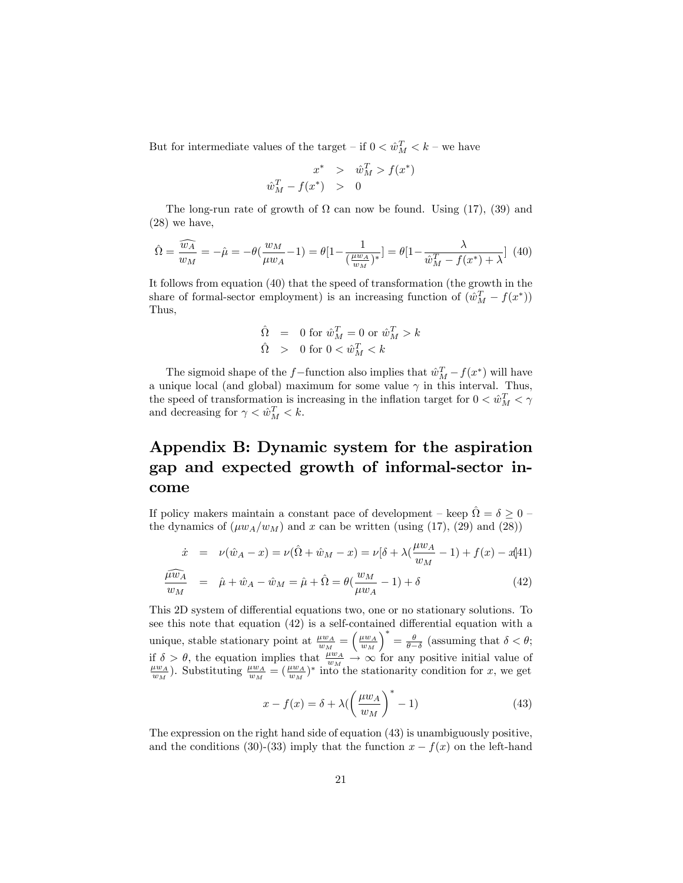But for intermediate values of the target – if $0 < \hat{w}_M^T < k$ – we have

$$
\begin{aligned}
x^* &> \hat{w}_M^T > f(x^*) \\
\hat{w}_M^T - f(x^*) &> 0
\end{aligned}
$$

The long-run rate of growth of $\Omega$ can now be found. Using (17), (39) and (28) we have,

$$
\hat{\Omega} = \widehat{\frac{w_A}{w_M}} = -\hat{\mu} = -\theta(\frac{w_M}{\mu w_A} - 1) = \theta[1 - \frac{1}{(\frac{\mu w_A}{w_M})^*}] = \theta[1 - \frac{\lambda}{\hat{w}_M^T - f(x^*) + \lambda}] \quad (40)
$$

It follows from equation (40) that the speed of transformation (the growth in the share of formal-sector employment) is an increasing function of $(\hat{w}_M^T - f(x^*))$ Thus,

$$
\begin{aligned}
\hat{\Omega} &= 0 \text{ for } \hat{w}_M^T = 0 \text{ or } \hat{w}_M^T > k \\
\hat{\Omega} &> 0 \text{ for } 0 < \hat{w}_M^T < k
\end{aligned}
$$

The sigmoid shape of the $f-$function also implies that $\hat{w}_M^T - f(x^*)$ will have a unique local (and global) maximum for some value $\gamma$ in this interval. Thus, the speed of transformation is increasing in the inflation target for $0 < \hat{w}_M^T < \gamma$ and decreasing for $\gamma < \hat{w}_M^T < k$.

# Appendix B: Dynamic system for the aspiration gap and expected growth of informal-sector income

If policy makers maintain a constant pace of development – keep $\hat{\Omega} = \delta \geq 0$ – the dynamics of $(\mu w_A / w_M)$ and $x$ can be written (using (17), (29) and (28))

$$
\begin{aligned}
\dot{x} &= \nu(\hat{w}_A - x) = \nu(\hat{\Omega} + \hat{w}_M - x) = \nu[\delta + \lambda(\frac{\mu w_A}{w_M} - 1) + f(x) - x] \quad (41) \\
\widehat{\frac{\mu w_A}{w_M}} &= \hat{\mu} + \hat{w}_A - \hat{w}_M = \hat{\mu} + \hat{\Omega} = \theta(\frac{w_M}{\mu w_A} - 1) + \delta \quad (42)
\end{aligned}
$$

This 2D system of differential equations two, one or no stationary solutions. To see this note that equation (42) is a self-contained differential equation with a unique, stable stationary point at $\frac{\mu w_A}{w_M} = \left(\frac{\mu w_A}{w_M}\right)^* = \frac{\theta}{\theta - \delta}$ (assuming that $\delta < \theta$; if $\delta > \theta$, the equation implies that $\frac{\mu w_A}{w_M} \to \infty$ for any positive initial value of $\frac{\mu w_A}{w_M}$). Substituting $\frac{\mu w_A}{w_M} = (\frac{\mu w_A}{w_M})^*$ into the stationarity condition for $x$, we get

$$
x - f(x) = \delta + \lambda(\left(\frac{\mu w_A}{w_M}\right)^* - 1) \quad (43)
$$

The expression on the right hand side of equation (43) is unambiguously positive, and the conditions (30)-(33) imply that the function $x - f(x)$ on the left-hand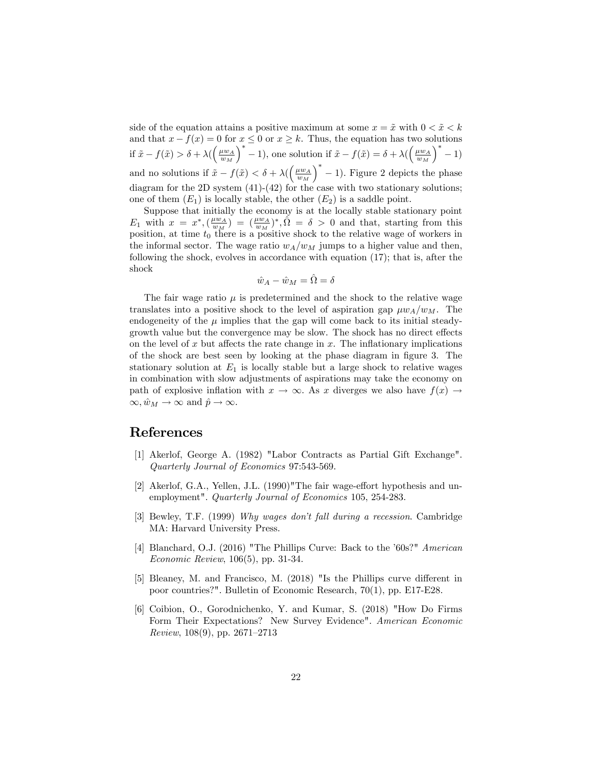side of the equation attains a positive maximum at some $x = \tilde{x}$ with $0 < \tilde{x} < k$ and that $x - f(x) = 0$ for $x \leq 0$ or $x \geq k$. Thus, the equation has two solutions if $\tilde{x} - f(\tilde{x}) > \delta + \lambda(\left(\frac{\mu w_A}{w_M}\right)^* - 1)$, one solution if $\tilde{x} - f(\tilde{x}) = \delta + \lambda(\left(\frac{\mu w_A}{w_M}\right)^* - 1)$ and no solutions if $\tilde{x} - f(\tilde{x}) < \delta + \lambda(\left(\frac{\mu w_A}{w_M}\right)^* - 1)$. Figure 2 depicts the phase diagram for the 2D system (41)-(42) for the case with two stationary solutions; one of them ($E_1$) is locally stable, the other ($E_2$) is a saddle point.

Suppose that initially the economy is at the locally stable stationary point $E_1$ with $x = x^*, (\frac{\mu w_A}{w_M}) = (\frac{\mu w_A}{w_M})^*, \hat{\Omega} = \delta > 0$ and that, starting from this position, at time $t_0$ there is a positive shock to the relative wage of workers in the informal sector. The wage ratio $w_A/w_M$ jumps to a higher value and then, following the shock, evolves in accordance with equation (17); that is, after the shock

$$\hat{w}_A - \hat{w}_M = \hat{\Omega} = \delta$$

The fair wage ratio $\mu$ is predetermined and the shock to the relative wage translates into a positive shock to the level of aspiration gap $\mu w_A/w_M$. The endogeneity of the $\mu$ implies that the gap will come back to its initial steady-growth value but the convergence may be slow. The shock has no direct effects on the level of $x$ but affects the rate change in $x$. The inflationary implications of the shock are best seen by looking at the phase diagram in figure 3. The stationary solution at $E_1$ is locally stable but a large shock to relative wages in combination with slow adjustments of aspirations may take the economy on path of explosive inflation with $x \to \infty$. As $x$ diverges we also have $f(x) \to \infty, \hat{w}_M \to \infty$ and $\hat{p} \to \infty$.

# References

[1] Akerlof, George A. (1982) "Labor Contracts as Partial Gift Exchange". *Quarterly Journal of Economics* 97:543-569.

[2] Akerlof, G.A., Yellen, J.L. (1990)"The fair wage-effort hypothesis and unemployment". *Quarterly Journal of Economics* 105, 254-283.

[3] Bewley, T.F. (1999) *Why wages don't fall during a recession*. Cambridge MA: Harvard University Press.

[4] Blanchard, O.J. (2016) "The Phillips Curve: Back to the '60s?" *American Economic Review*, 106(5), pp. 31-34.

[5] Bleaney, M. and Francisco, M. (2018) "Is the Phillips curve different in poor countries?". Bulletin of Economic Research, 70(1), pp. E17-E28.

[6] Coibion, O., Gorodnichenko, Y. and Kumar, S. (2018) "How Do Firms Form Their Expectations? New Survey Evidence". *American Economic Review*, 108(9), pp. 2671–2713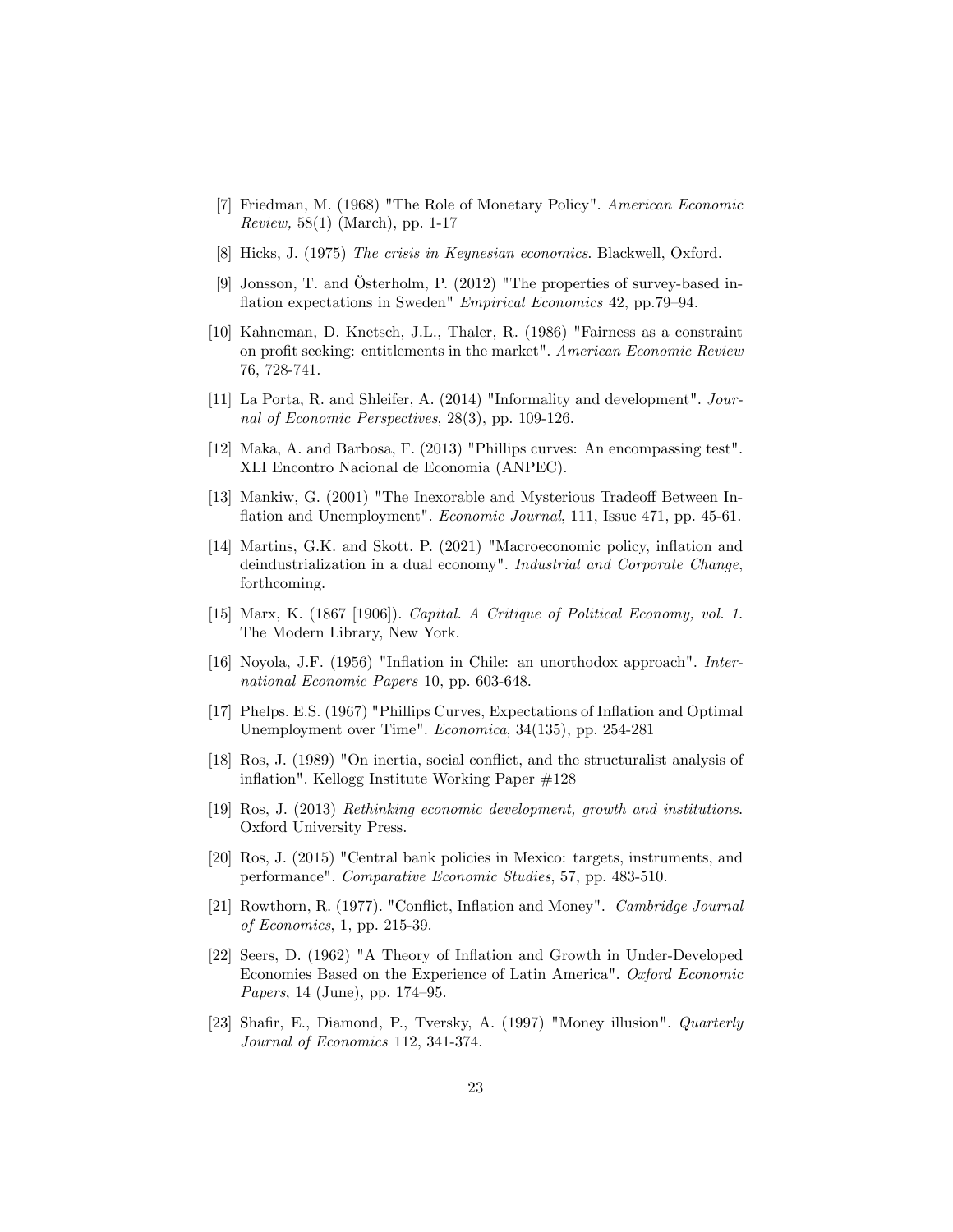[7] Friedman, M. (1968) "The Role of Monetary Policy". *American Economic Review,* 58(1) (March), pp. 1-17

[8] Hicks, J. (1975) *The crisis in Keynesian economics*. Blackwell, Oxford.

[9] Jonsson, T. and Österholm, P. (2012) "The properties of survey-based inflation expectations in Sweden" *Empirical Economics* 42, pp.79–94.

[10] Kahneman, D. Knetsch, J.L., Thaler, R. (1986) "Fairness as a constraint on profit seeking: entitlements in the market". *American Economic Review* 76, 728-741.

[11] La Porta, R. and Shleifer, A. (2014) "Informality and development". *Journal of Economic Perspectives*, 28(3), pp. 109-126.

[12] Maka, A. and Barbosa, F. (2013) "Phillips curves: An encompassing test". XLI Encontro Nacional de Economia (ANPEC).

[13] Mankiw, G. (2001) "The Inexorable and Mysterious Tradeoff Between Inflation and Unemployment". *Economic Journal*, 111, Issue 471, pp. 45-61.

[14] Martins, G.K. and Skott. P. (2021) "Macroeconomic policy, inflation and deindustrialization in a dual economy". *Industrial and Corporate Change*, forthcoming.

[15] Marx, K. (1867 [1906]). *Capital. A Critique of Political Economy, vol. 1.* The Modern Library, New York.

[16] Noyola, J.F. (1956) "Inflation in Chile: an unorthodox approach". *International Economic Papers* 10, pp. 603-648.

[17] Phelps. E.S. (1967) "Phillips Curves, Expectations of Inflation and Optimal Unemployment over Time". *Economica*, 34(135), pp. 254-281

[18] Ros, J. (1989) "On inertia, social conflict, and the structuralist analysis of inflation". Kellogg Institute Working Paper #128

[19] Ros, J. (2013) *Rethinking economic development, growth and institutions*. Oxford University Press.

[20] Ros, J. (2015) "Central bank policies in Mexico: targets, instruments, and performance". *Comparative Economic Studies*, 57, pp. 483-510.

[21] Rowthorn, R. (1977). "Conflict, Inflation and Money". *Cambridge Journal of Economics*, 1, pp. 215-39.

[22] Seers, D. (1962) "A Theory of Inflation and Growth in Under-Developed Economies Based on the Experience of Latin America". *Oxford Economic Papers*, 14 (June), pp. 174–95.

[23] Shafir, E., Diamond, P., Tversky, A. (1997) "Money illusion". *Quarterly Journal of Economics* 112, 341-374.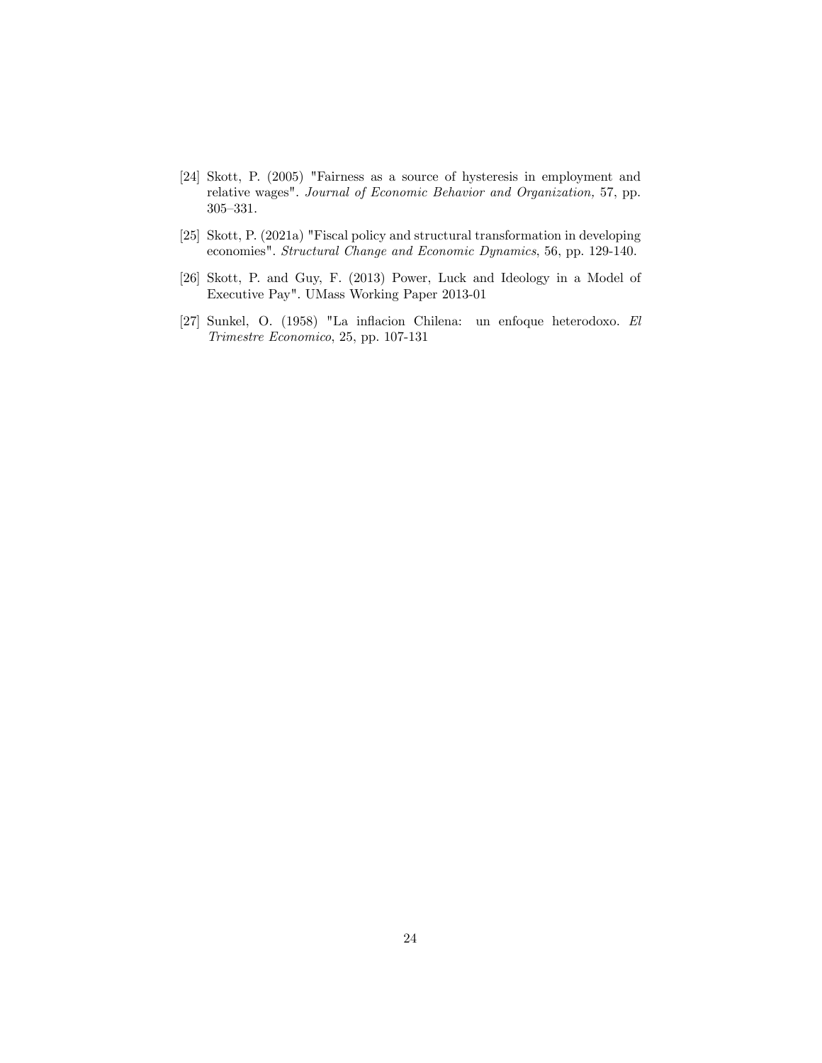[24] Skott, P. (2005) "Fairness as a source of hysteresis in employment and relative wages". *Journal of Economic Behavior and Organization,* 57, pp. 305–331.

[25] Skott, P. (2021a) "Fiscal policy and structural transformation in developing economies". *Structural Change and Economic Dynamics*, 56, pp. 129-140.

[26] Skott, P. and Guy, F. (2013) Power, Luck and Ideology in a Model of Executive Pay". UMass Working Paper 2013-01

[27] Sunkel, O. (1958) "La inflacion Chilena: un enfoque heterodoxo. *El Trimestre Economico*, 25, pp. 107-131